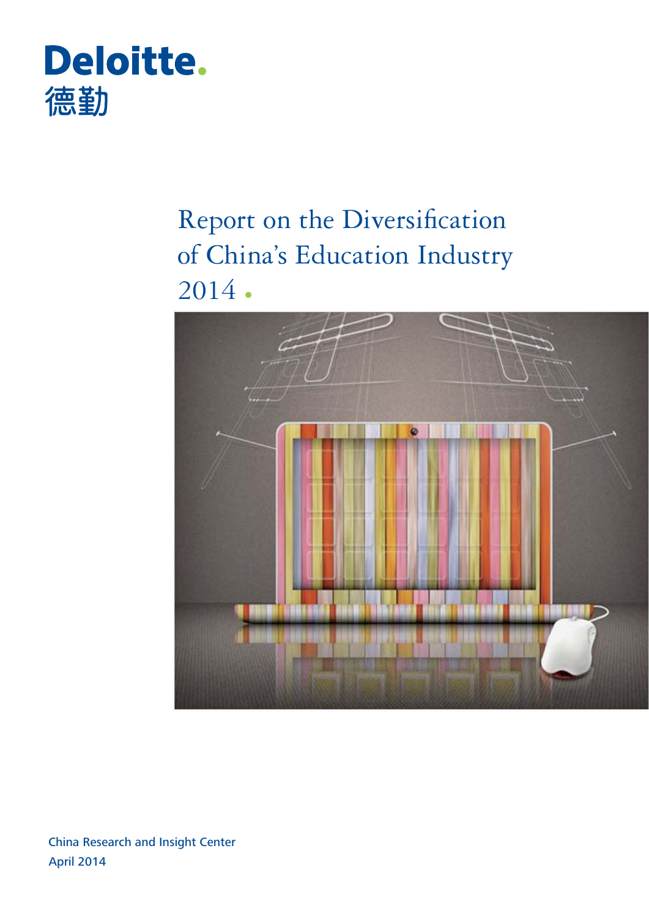Deloitte.
德勤

# Report on the Diversification of China's Education Industry 2014

China Research and Insight Center
April 2014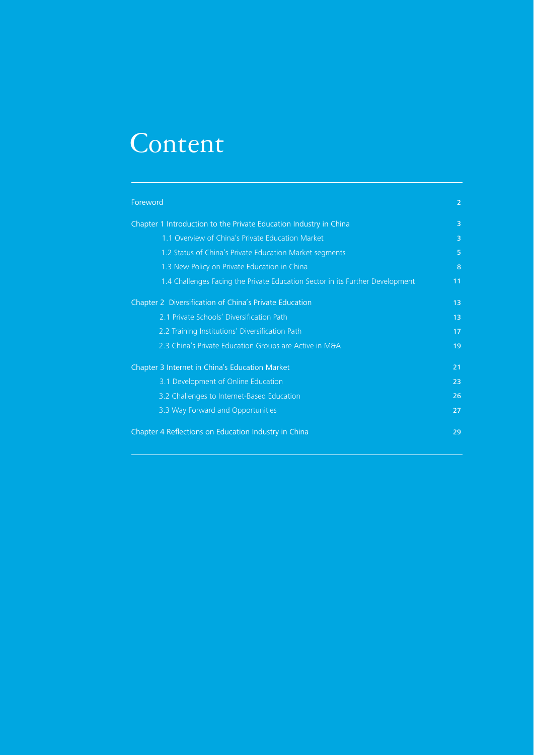# Content

| | |
|---|---|
| Foreword | 2 |
| Chapter 1 Introduction to the Private Education Industry in China | 3 |
| 1.1 Overview of China's Private Education Market | 3 |
| 1.2 Status of China's Private Education Market segments | 5 |
| 1.3 New Policy on Private Education in China | 8 |
| 1.4 Challenges Facing the Private Education Sector in its Further Development | 11 |
| Chapter 2 Diversification of China's Private Education | 13 |
| 2.1 Private Schools' Diversification Path | 13 |
| 2.2 Training Institutions' Diversification Path | 17 |
| 2.3 China's Private Education Groups are Active in M&A | 19 |
| Chapter 3 Internet in China's Education Market | 21 |
| 3.1 Development of Online Education | 23 |
| 3.2 Challenges to Internet-Based Education | 26 |
| 3.3 Way Forward and Opportunities | 27 |
| Chapter 4 Reflections on Education Industry in China | 29 |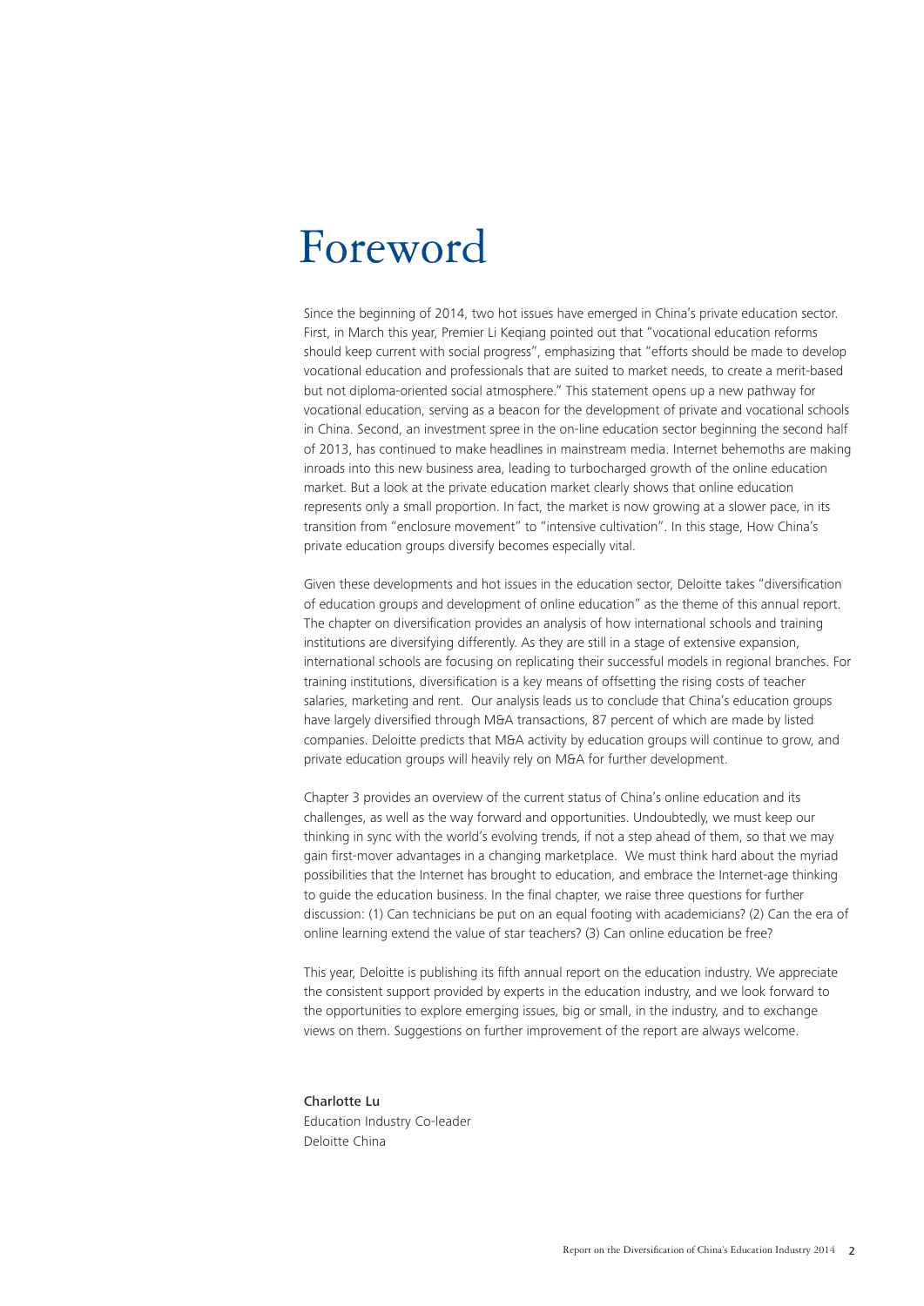# Foreword

Since the beginning of 2014, two hot issues have emerged in China's private education sector. First, in March this year, Premier Li Keqiang pointed out that "vocational education reforms should keep current with social progress", emphasizing that "efforts should be made to develop vocational education and professionals that are suited to market needs, to create a merit-based but not diploma-oriented social atmosphere." This statement opens up a new pathway for vocational education, serving as a beacon for the development of private and vocational schools in China. Second, an investment spree in the on-line education sector beginning the second half of 2013, has continued to make headlines in mainstream media. Internet behemoths are making inroads into this new business area, leading to turbocharged growth of the online education market. But a look at the private education market clearly shows that online education represents only a small proportion. In fact, the market is now growing at a slower pace, in its transition from "enclosure movement" to "intensive cultivation". In this stage, How China's private education groups diversify becomes especially vital.

Given these developments and hot issues in the education sector, Deloitte takes "diversification of education groups and development of online education" as the theme of this annual report. The chapter on diversification provides an analysis of how international schools and training institutions are diversifying differently. As they are still in a stage of extensive expansion, international schools are focusing on replicating their successful models in regional branches. For training institutions, diversification is a key means of offsetting the rising costs of teacher salaries, marketing and rent. Our analysis leads us to conclude that China's education groups have largely diversified through M&A transactions, 87 percent of which are made by listed companies. Deloitte predicts that M&A activity by education groups will continue to grow, and private education groups will heavily rely on M&A for further development.

Chapter 3 provides an overview of the current status of China's online education and its challenges, as well as the way forward and opportunities. Undoubtedly, we must keep our thinking in sync with the world's evolving trends, if not a step ahead of them, so that we may gain first-mover advantages in a changing marketplace. We must think hard about the myriad possibilities that the Internet has brought to education, and embrace the Internet-age thinking to guide the education business. In the final chapter, we raise three questions for further discussion: (1) Can technicians be put on an equal footing with academicians? (2) Can the era of online learning extend the value of star teachers? (3) Can online education be free?

This year, Deloitte is publishing its fifth annual report on the education industry. We appreciate the consistent support provided by experts in the education industry, and we look forward to the opportunities to explore emerging issues, big or small, in the industry, and to exchange views on them. Suggestions on further improvement of the report are always welcome.

Charlotte Lu
Education Industry Co-leader
Deloitte China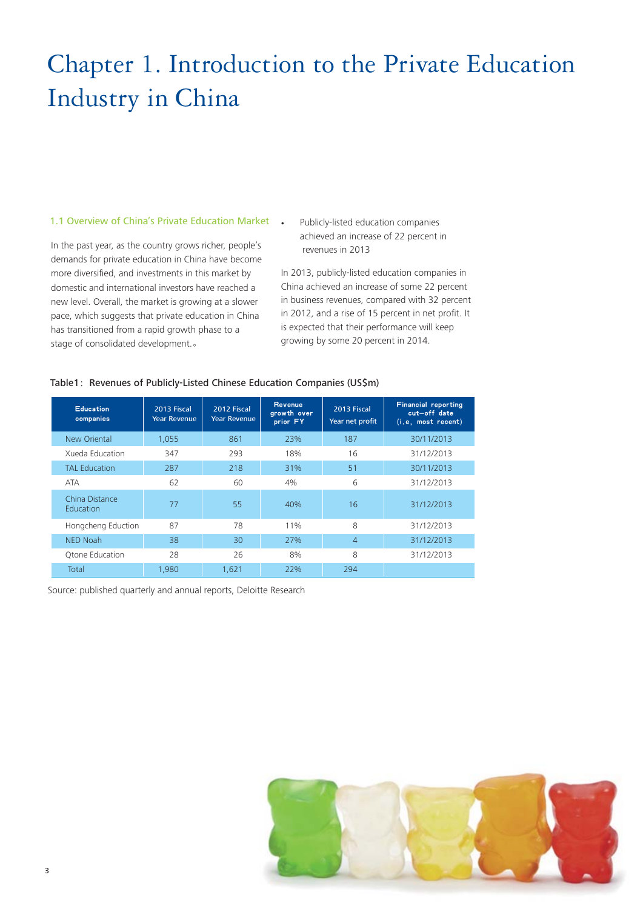# Chapter 1. Introduction to the Private Education Industry in China

## 1.1 Overview of China's Private Education Market

In the past year, as the country grows richer, people's demands for private education in China have become more diversified, and investments in this market by domestic and international investors have reached a new level. Overall, the market is growing at a slower pace, which suggests that private education in China has transitioned from a rapid growth phase to a stage of consolidated development.。

- Publicly-listed education companies achieved an increase of 22 percent in revenues in 2013

In 2013, publicly-listed education companies in China achieved an increase of some 22 percent in business revenues, compared with 32 percent in 2012, and a rise of 15 percent in net profit. It is expected that their performance will keep growing by some 20 percent in 2014.

Table1：Revenues of Publicly-Listed Chinese Education Companies (US$m)

| Education companies | 2013 Fiscal Year Revenue | 2012 Fiscal Year Revenue | Revenue growth over prior FY | 2013 Fiscal Year net profit | Financial reporting cut-off date (i.e, most recent) |
|---|---|---|---|---|---|
| New Oriental | 1,055 | 861 | 23% | 187 | 30/11/2013 |
| Xueda Education | 347 | 293 | 18% | 16 | 31/12/2013 |
| TAL Education | 287 | 218 | 31% | 51 | 30/11/2013 |
| ATA | 62 | 60 | 4% | 6 | 31/12/2013 |
| China Distance Education | 77 | 55 | 40% | 16 | 31/12/2013 |
| Hongcheng Eduction | 87 | 78 | 11% | 8 | 31/12/2013 |
| NED Noah | 38 | 30 | 27% | 4 | 31/12/2013 |
| Qtone Education | 28 | 26 | 8% | 8 | 31/12/2013 |
| Total | 1,980 | 1,621 | 22% | 294 | |

Source: published quarterly and annual reports, Deloitte Research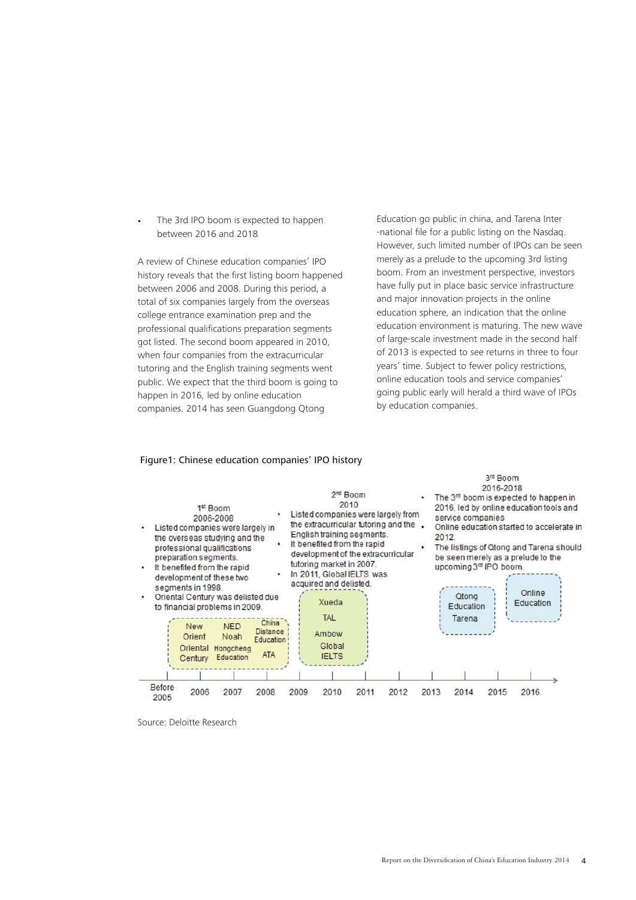- The 3rd IPO boom is expected to happen between 2016 and 2018

A review of Chinese education companies' IPO history reveals that the first listing boom happened between 2006 and 2008. During this period, a total of six companies largely from the overseas college entrance examination prep and the professional qualifications preparation segments got listed. The second boom appeared in 2010, when four companies from the extracurricular tutoring and the English training segments went public. We expect that the third boom is going to happen in 2016, led by online education companies. 2014 has seen Guangdong Qtong Education go public in china, and Tarena Inter -national file for a public listing on the Nasdaq. However, such limited number of IPOs can be seen merely as a prelude to the upcoming 3rd listing boom. From an investment perspective, investors have fully put in place basic service infrastructure and major innovation projects in the online education sphere, an indication that the online education environment is maturing. The new wave of large-scale investment made in the second half of 2013 is expected to see returns in three to four years' time. Subject to fewer policy restrictions, online education tools and service companies' going public early will herald a third wave of IPOs by education companies.

Figure1: Chinese education companies' IPO history

**1st Boom 2006-2008**

- Listed companies were largely in the overseas studying and the professional qualifications preparation segments.
- It benefited from the rapid development of these two segments in 1998.
- Oriental Century was delisted due to financial problems in 2009.

New Orient, NED Noah, China Distance Education, Oriental Century, Hongcheng Education, ATA

**2nd Boom 2010**

- Listed companies were largely from the extracurricular tutoring and the English training segments.
- It benefited from the rapid development of the extracurricular tutoring market in 2007.
- In 2011, Global IELTS was acquired and delisted.

Xueda, TAL, Ambow, Global IELTS

**3rd Boom 2016-2018**

- The 3rd boom is expected to happen in 2016, led by online education tools and service companies
- Online education started to accelerate in 2012.
- The listings of Qtong and Tarena should be seen merely as a prelude to the upcoming 3rd IPO boom.

Qtong Education, Tarena; Online Education

Before 2005, 2006, 2007, 2008, 2009, 2010, 2011, 2012, 2013, 2014, 2015, 2016

Source: Deloitte Research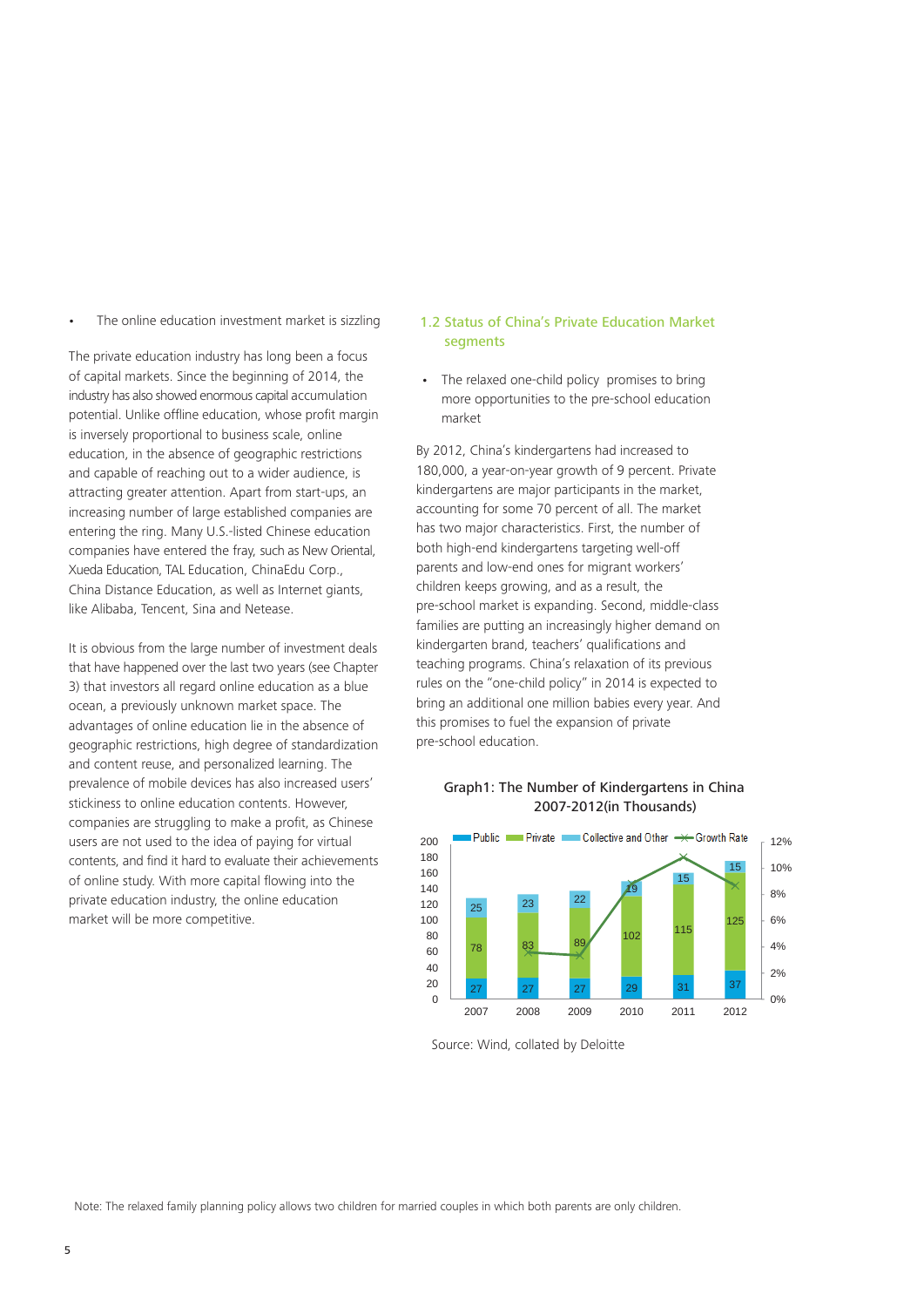- The online education investment market is sizzling

The private education industry has long been a focus of capital markets. Since the beginning of 2014, the industry has also showed enormous capital accumulation potential. Unlike offline education, whose profit margin is inversely proportional to business scale, online education, in the absence of geographic restrictions and capable of reaching out to a wider audience, is attracting greater attention. Apart from start-ups, an increasing number of large established companies are entering the ring. Many U.S.-listed Chinese education companies have entered the fray, such as New Oriental, Xueda Education, TAL Education, ChinaEdu Corp., China Distance Education, as well as Internet giants, like Alibaba, Tencent, Sina and Netease.

It is obvious from the large number of investment deals that have happened over the last two years (see Chapter 3) that investors all regard online education as a blue ocean, a previously unknown market space. The advantages of online education lie in the absence of geographic restrictions, high degree of standardization and content reuse, and personalized learning. The prevalence of mobile devices has also increased users' stickiness to online education contents. However, companies are struggling to make a profit, as Chinese users are not used to the idea of paying for virtual contents, and find it hard to evaluate their achievements of online study. With more capital flowing into the private education industry, the online education market will be more competitive.

## 1.2 Status of China's Private Education Market segments

- The relaxed one-child policy promises to bring more opportunities to the pre-school education market

By 2012, China's kindergartens had increased to 180,000, a year-on-year growth of 9 percent. Private kindergartens are major participants in the market, accounting for some 70 percent of all. The market has two major characteristics. First, the number of both high-end kindergartens targeting well-off parents and low-end ones for migrant workers' children keeps growing, and as a result, the pre-school market is expanding. Second, middle-class families are putting an increasingly higher demand on kindergarten brand, teachers' qualifications and teaching programs. China's relaxation of its previous rules on the "one-child policy" in 2014 is expected to bring an additional one million babies every year. And this promises to fuel the expansion of private pre-school education.

Graph1: The Number of Kindergartens in China 2007-2012(in Thousands)

| Year | Public | Private | Collective and Other |
|---|---|---|---|
| 2007 | 27 | 78 | 25 |
| 2008 | 27 | 83 | 23 |
| 2009 | 27 | 89 | 22 |
| 2010 | 29 | 102 | 19 |
| 2011 | 31 | 115 | 15 |
| 2012 | 37 | 125 | 15 |

Source: Wind, collated by Deloitte

Note: The relaxed family planning policy allows two children for married couples in which both parents are only children.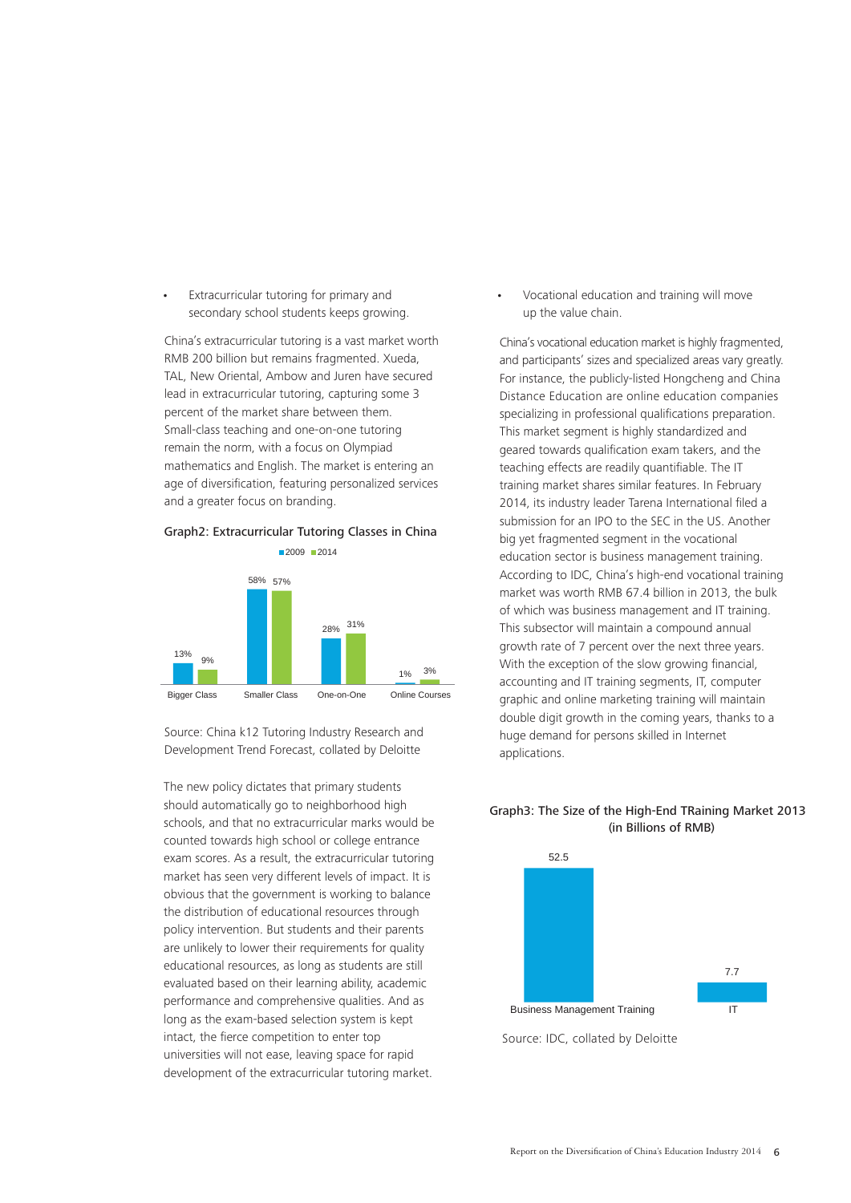- Extracurricular tutoring for primary and secondary school students keeps growing.

China's extracurricular tutoring is a vast market worth RMB 200 billion but remains fragmented. Xueda, TAL, New Oriental, Ambow and Juren have secured lead in extracurricular tutoring, capturing some 3 percent of the market share between them. Small-class teaching and one-on-one tutoring remain the norm, with a focus on Olympiad mathematics and English. The market is entering an age of diversification, featuring personalized services and a greater focus on branding.

Graph2: Extracurricular Tutoring Classes in China

| | 2009 | 2014 |
|---|---|---|
| Bigger Class | 13% | 9% |
| Smaller Class | 58% | 57% |
| One-on-One | 28% | 31% |
| Online Courses | 1% | 3% |

Source: China k12 Tutoring Industry Research and Development Trend Forecast, collated by Deloitte

The new policy dictates that primary students should automatically go to neighborhood high schools, and that no extracurricular marks would be counted towards high school or college entrance exam scores. As a result, the extracurricular tutoring market has seen very different levels of impact. It is obvious that the government is working to balance the distribution of educational resources through policy intervention. But students and their parents are unlikely to lower their requirements for quality educational resources, as long as students are still evaluated based on their learning ability, academic performance and comprehensive qualities. And as long as the exam-based selection system is kept intact, the fierce competition to enter top universities will not ease, leaving space for rapid development of the extracurricular tutoring market.

- Vocational education and training will move up the value chain.

China's vocational education market is highly fragmented, and participants' sizes and specialized areas vary greatly. For instance, the publicly-listed Hongcheng and China Distance Education are online education companies specializing in professional qualifications preparation. This market segment is highly standardized and geared towards qualification exam takers, and the teaching effects are readily quantifiable. The IT training market shares similar features. In February 2014, its industry leader Tarena International filed a submission for an IPO to the SEC in the US. Another big yet fragmented segment in the vocational education sector is business management training. According to IDC, China's high-end vocational training market was worth RMB 67.4 billion in 2013, the bulk of which was business management and IT training. This subsector will maintain a compound annual growth rate of 7 percent over the next three years. With the exception of the slow growing financial, accounting and IT training segments, IT, computer graphic and online marketing training will maintain double digit growth in the coming years, thanks to a huge demand for persons skilled in Internet applications.

Graph3: The Size of the High-End TRaining Market 2013 (in Billions of RMB)

| Segment | Size |
|---|---|
| Business Management Training | 52.5 |
| IT | 7.7 |

Source: IDC, collated by Deloitte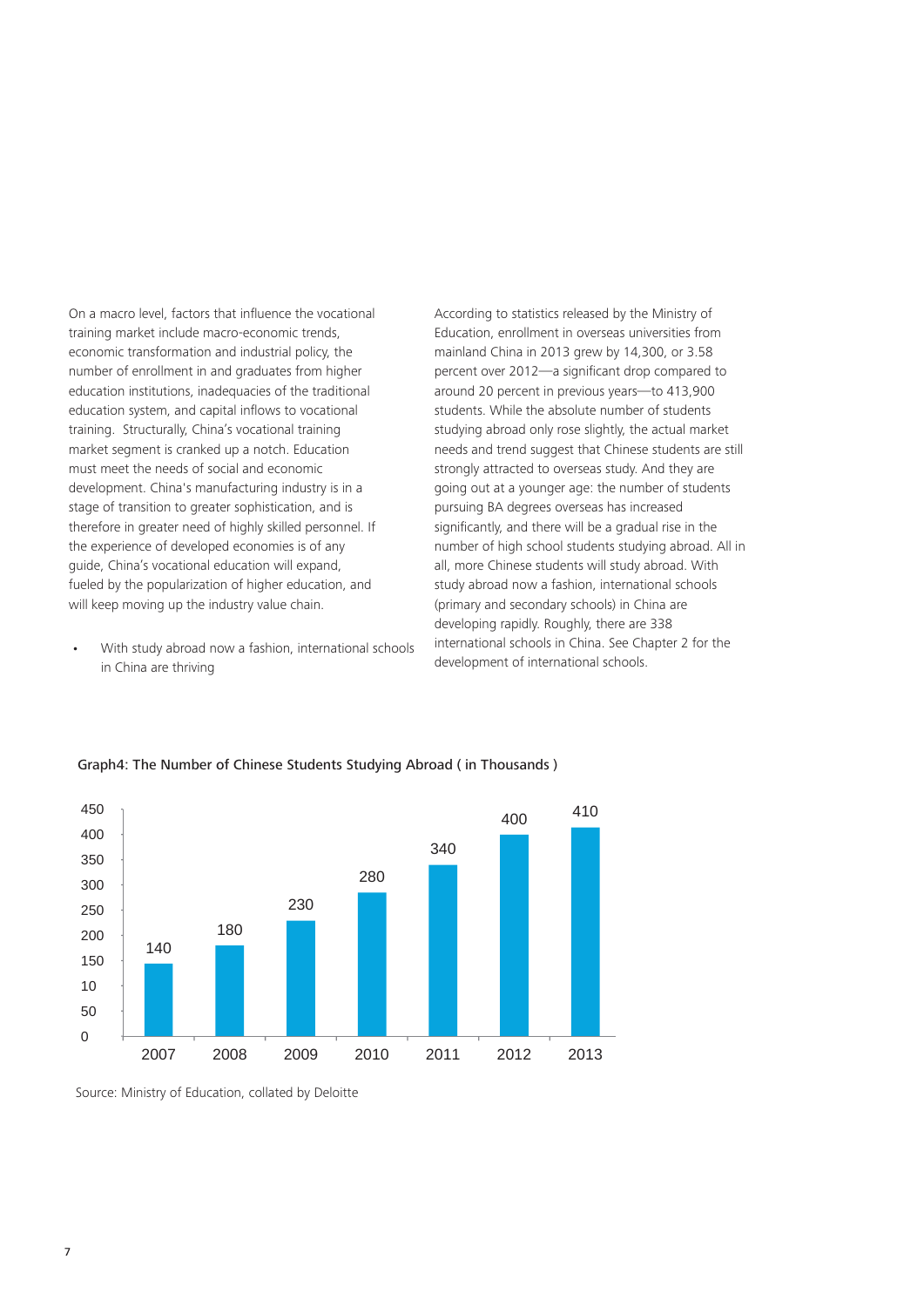On a macro level, factors that influence the vocational training market include macro-economic trends, economic transformation and industrial policy, the number of enrollment in and graduates from higher education institutions, inadequacies of the traditional education system, and capital inflows to vocational training. Structurally, China's vocational training market segment is cranked up a notch. Education must meet the needs of social and economic development. China's manufacturing industry is in a stage of transition to greater sophistication, and is therefore in greater need of highly skilled personnel. If the experience of developed economies is of any guide, China's vocational education will expand, fueled by the popularization of higher education, and will keep moving up the industry value chain.

- With study abroad now a fashion, international schools in China are thriving

According to statistics released by the Ministry of Education, enrollment in overseas universities from mainland China in 2013 grew by 14,300, or 3.58 percent over 2012—a significant drop compared to around 20 percent in previous years—to 413,900 students. While the absolute number of students studying abroad only rose slightly, the actual market needs and trend suggest that Chinese students are still strongly attracted to overseas study. And they are going out at a younger age: the number of students pursuing BA degrees overseas has increased significantly, and there will be a gradual rise in the number of high school students studying abroad. All in all, more Chinese students will study abroad. With study abroad now a fashion, international schools (primary and secondary schools) in China are developing rapidly. Roughly, there are 338 international schools in China. See Chapter 2 for the development of international schools.

Graph4: The Number of Chinese Students Studying Abroad ( in Thousands )

| Year | Number (thousands) |
|---|---|
| 2007 | 140 |
| 2008 | 180 |
| 2009 | 230 |
| 2010 | 280 |
| 2011 | 340 |
| 2012 | 400 |
| 2013 | 410 |

Source: Ministry of Education, collated by Deloitte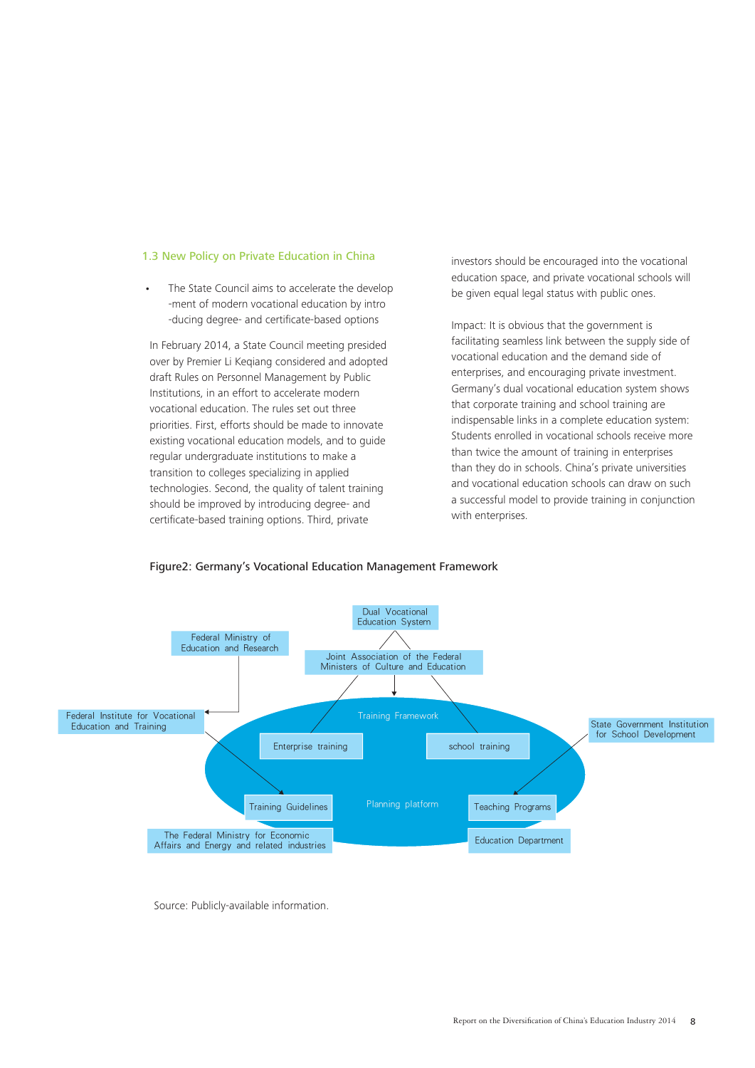### 1.3 New Policy on Private Education in China

- The State Council aims to accelerate the develop -ment of modern vocational education by intro -ducing degree- and certificate-based options

In February 2014, a State Council meeting presided over by Premier Li Keqiang considered and adopted draft Rules on Personnel Management by Public Institutions, in an effort to accelerate modern vocational education. The rules set out three priorities. First, efforts should be made to innovate existing vocational education models, and to guide regular undergraduate institutions to make a transition to colleges specializing in applied technologies. Second, the quality of talent training should be improved by introducing degree- and certificate-based training options. Third, private investors should be encouraged into the vocational education space, and private vocational schools will be given equal legal status with public ones.

Impact: It is obvious that the government is facilitating seamless link between the supply side of vocational education and the demand side of enterprises, and encouraging private investment. Germany's dual vocational education system shows that corporate training and school training are indispensable links in a complete education system: Students enrolled in vocational schools receive more than twice the amount of training in enterprises than they do in schools. China's private universities and vocational education schools can draw on such a successful model to provide training in conjunction with enterprises.

Figure2: Germany's Vocational Education Management Framework

Dual Vocational Education System

Federal Ministry of Education and Research

Joint Association of the Federal Ministers of Culture and Education

Federal Institute for Vocational Education and Training

Training Framework

Enterprise training

school training

State Government Institution for School Development

Training Guidelines

Planning platform

Teaching Programs

The Federal Ministry for Economic Affairs and Energy and related industries

Education Department

Source: Publicly-available information.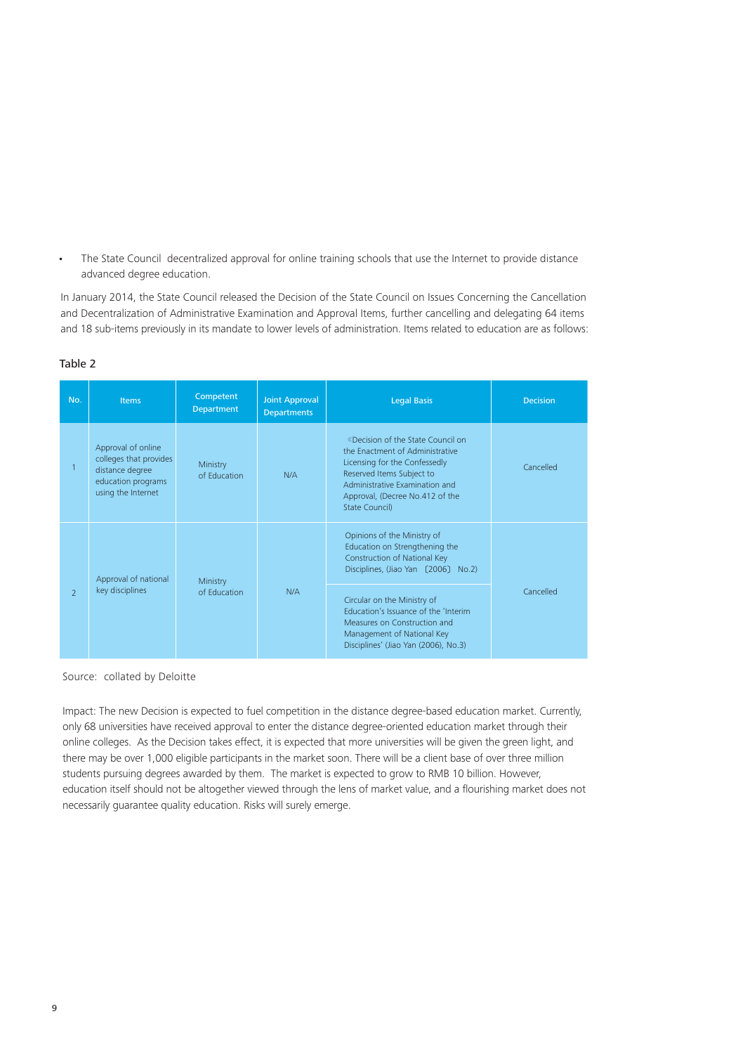- The State Council decentralized approval for online training schools that use the Internet to provide distance advanced degree education.

In January 2014, the State Council released the Decision of the State Council on Issues Concerning the Cancellation and Decentralization of Administrative Examination and Approval Items, further cancelling and delegating 64 items and 18 sub-items previously in its mandate to lower levels of administration. Items related to education are as follows:

Table 2

| No. | Items | Competent Department | Joint Approval Departments | Legal Basis | Decision |
|---|---|---|---|---|---|
| 1 | Approval of online colleges that provides distance degree education programs using the Internet | Ministry of Education | N/A | 《Decision of the State Council on the Enactment of Administrative Licensing for the Confessedly Reserved Items Subject to Administrative Examination and Approval, (Decree No.412 of the State Council) | Cancelled |
| 2 | Approval of national key disciplines | Ministry of Education | N/A | Opinions of the Ministry of Education on Strengthening the Construction of National Key Disciplines, (Jiao Yan 〔2006〕 No.2)<br>Circular on the Ministry of Education's Issuance of the 'Interim Measures on Construction and Management of National Key Disciplines' (Jiao Yan (2006), No.3) | Cancelled |

Source: collated by Deloitte

Impact: The new Decision is expected to fuel competition in the distance degree-based education market. Currently, only 68 universities have received approval to enter the distance degree-oriented education market through their online colleges. As the Decision takes effect, it is expected that more universities will be given the green light, and there may be over 1,000 eligible participants in the market soon. There will be a client base of over three million students pursuing degrees awarded by them. The market is expected to grow to RMB 10 billion. However, education itself should not be altogether viewed through the lens of market value, and a flourishing market does not necessarily guarantee quality education. Risks will surely emerge.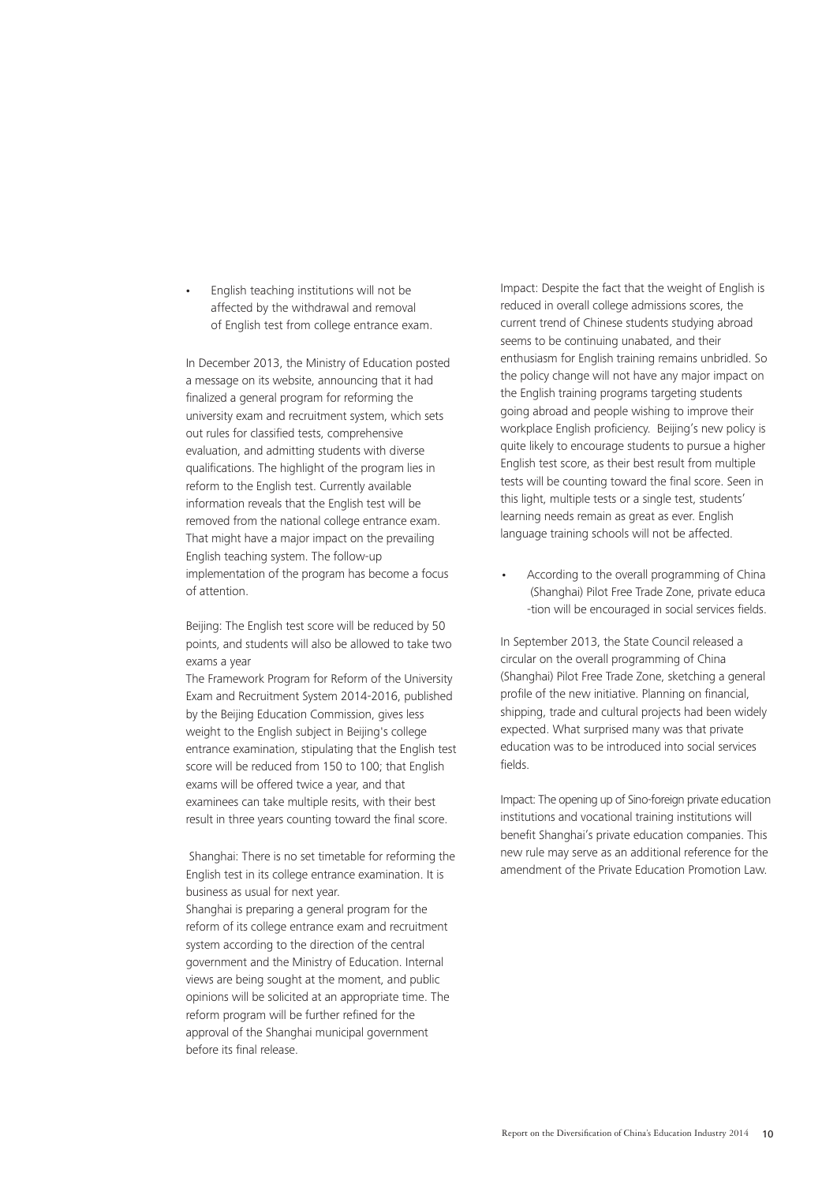- English teaching institutions will not be affected by the withdrawal and removal of English test from college entrance exam.

In December 2013, the Ministry of Education posted a message on its website, announcing that it had finalized a general program for reforming the university exam and recruitment system, which sets out rules for classified tests, comprehensive evaluation, and admitting students with diverse qualifications. The highlight of the program lies in reform to the English test. Currently available information reveals that the English test will be removed from the national college entrance exam. That might have a major impact on the prevailing English teaching system. The follow-up implementation of the program has become a focus of attention.

Beijing: The English test score will be reduced by 50 points, and students will also be allowed to take two exams a year

The Framework Program for Reform of the University Exam and Recruitment System 2014-2016, published by the Beijing Education Commission, gives less weight to the English subject in Beijing's college entrance examination, stipulating that the English test score will be reduced from 150 to 100; that English exams will be offered twice a year, and that examinees can take multiple resits, with their best result in three years counting toward the final score.

Shanghai: There is no set timetable for reforming the English test in its college entrance examination. It is business as usual for next year.

Shanghai is preparing a general program for the reform of its college entrance exam and recruitment system according to the direction of the central government and the Ministry of Education. Internal views are being sought at the moment, and public opinions will be solicited at an appropriate time. The reform program will be further refined for the approval of the Shanghai municipal government before its final release.

Impact: Despite the fact that the weight of English is reduced in overall college admissions scores, the current trend of Chinese students studying abroad seems to be continuing unabated, and their enthusiasm for English training remains unbridled. So the policy change will not have any major impact on the English training programs targeting students going abroad and people wishing to improve their workplace English proficiency. Beijing's new policy is quite likely to encourage students to pursue a higher English test score, as their best result from multiple tests will be counting toward the final score. Seen in this light, multiple tests or a single test, students' learning needs remain as great as ever. English language training schools will not be affected.

- According to the overall programming of China (Shanghai) Pilot Free Trade Zone, private education will be encouraged in social services fields.

In September 2013, the State Council released a circular on the overall programming of China (Shanghai) Pilot Free Trade Zone, sketching a general profile of the new initiative. Planning on financial, shipping, trade and cultural projects had been widely expected. What surprised many was that private education was to be introduced into social services fields.

Impact: The opening up of Sino-foreign private education institutions and vocational training institutions will benefit Shanghai's private education companies. This new rule may serve as an additional reference for the amendment of the Private Education Promotion Law.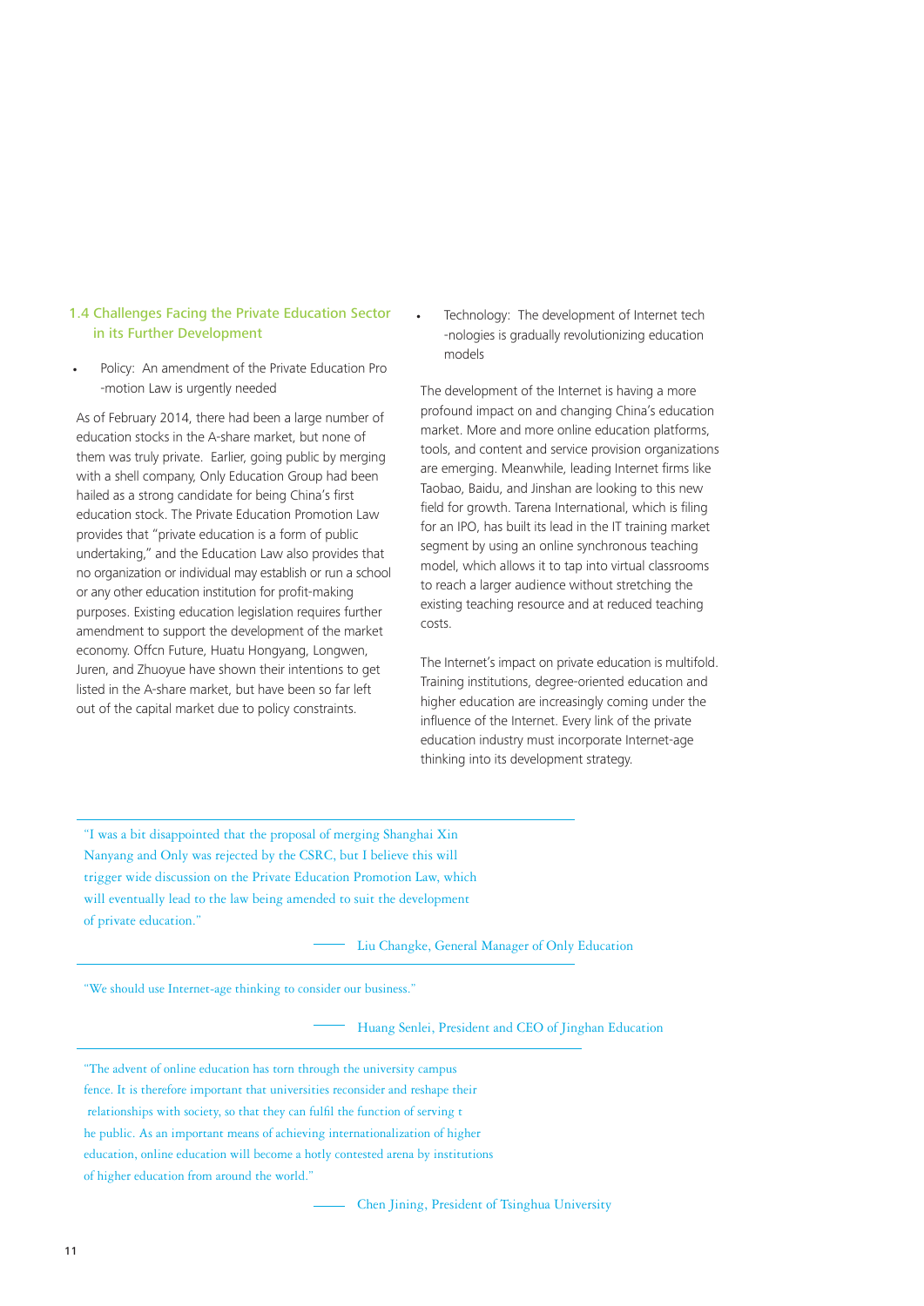## 1.4 Challenges Facing the Private Education Sector in its Further Development

- Policy: An amendment of the Private Education Promotion Law is urgently needed

As of February 2014, there had been a large number of education stocks in the A-share market, but none of them was truly private. Earlier, going public by merging with a shell company, Only Education Group had been hailed as a strong candidate for being China's first education stock. The Private Education Promotion Law provides that "private education is a form of public undertaking," and the Education Law also provides that no organization or individual may establish or run a school or any other education institution for profit-making purposes. Existing education legislation requires further amendment to support the development of the market economy. Offcn Future, Huatu Hongyang, Longwen, Juren, and Zhuoyue have shown their intentions to get listed in the A-share market, but have been so far left out of the capital market due to policy constraints.

- Technology: The development of Internet technologies is gradually revolutionizing education models

The development of the Internet is having a more profound impact on and changing China's education market. More and more online education platforms, tools, and content and service provision organizations are emerging. Meanwhile, leading Internet firms like Taobao, Baidu, and Jinshan are looking to this new field for growth. Tarena International, which is filing for an IPO, has built its lead in the IT training market segment by using an online synchronous teaching model, which allows it to tap into virtual classrooms to reach a larger audience without stretching the existing teaching resource and at reduced teaching costs.

The Internet's impact on private education is multifold. Training institutions, degree-oriented education and higher education are increasingly coming under the influence of the Internet. Every link of the private education industry must incorporate Internet-age thinking into its development strategy.

---

"I was a bit disappointed that the proposal of merging Shanghai Xin Nanyang and Only was rejected by the CSRC, but I believe this will trigger wide discussion on the Private Education Promotion Law, which will eventually lead to the law being amended to suit the development of private education."

—— Liu Changke, General Manager of Only Education

---

"We should use Internet-age thinking to consider our business."

—— Huang Senlei, President and CEO of Jinghan Education

---

"The advent of online education has torn through the university campus fence. It is therefore important that universities reconsider and reshape their relationships with society, so that they can fulfil the function of serving the public. As an important means of achieving internationalization of higher education, online education will become a hotly contested arena by institutions of higher education from around the world."

—— Chen Jining, President of Tsinghua University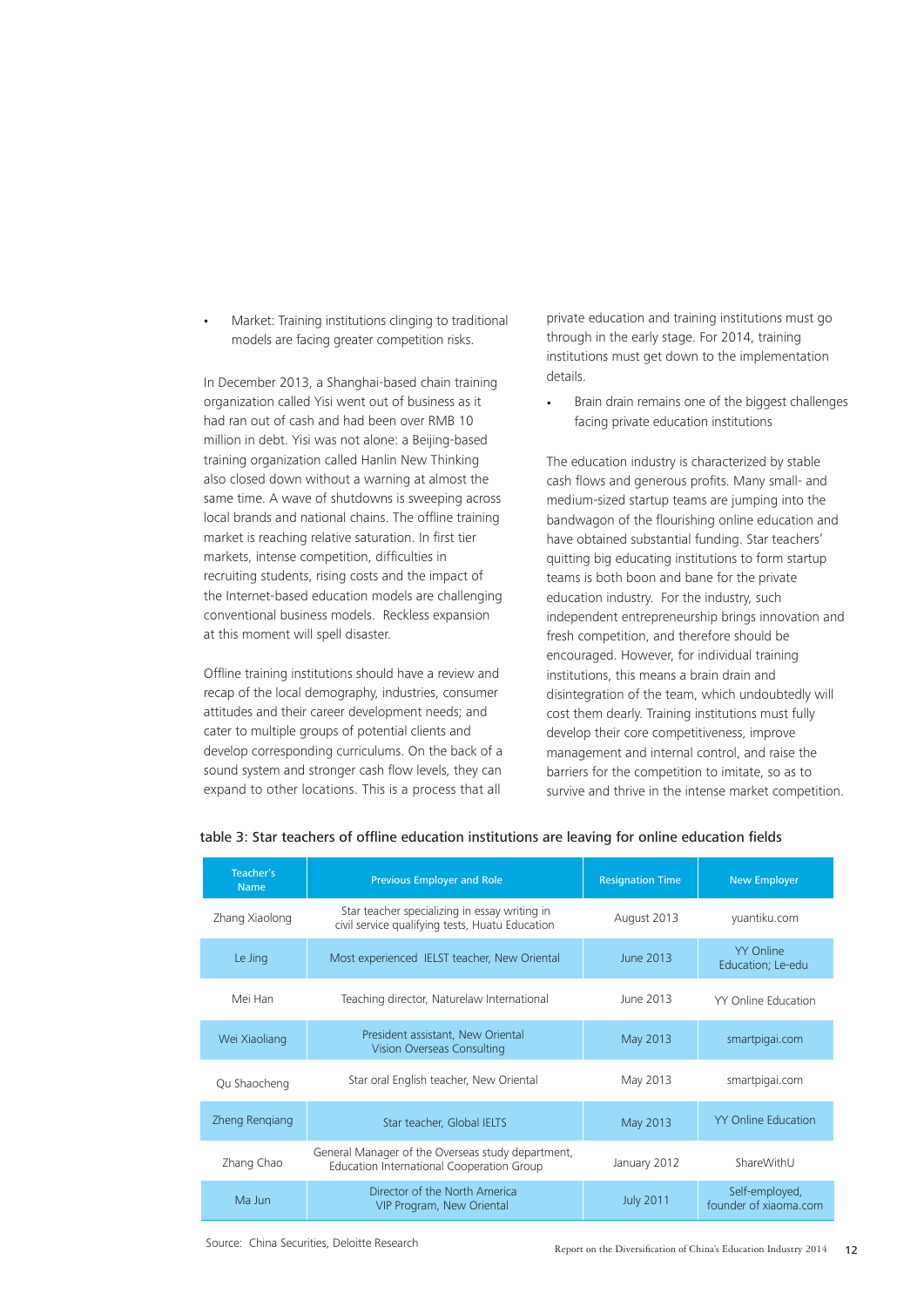- Market: Training institutions clinging to traditional models are facing greater competition risks.

In December 2013, a Shanghai-based chain training organization called Yisi went out of business as it had ran out of cash and had been over RMB 10 million in debt. Yisi was not alone: a Beijing-based training organization called Hanlin New Thinking also closed down without a warning at almost the same time. A wave of shutdowns is sweeping across local brands and national chains. The offline training market is reaching relative saturation. In first tier markets, intense competition, difficulties in recruiting students, rising costs and the impact of the Internet-based education models are challenging conventional business models. Reckless expansion at this moment will spell disaster.

Offline training institutions should have a review and recap of the local demography, industries, consumer attitudes and their career development needs; and cater to multiple groups of potential clients and develop corresponding curriculums. On the back of a sound system and stronger cash flow levels, they can expand to other locations. This is a process that all private education and training institutions must go through in the early stage. For 2014, training institutions must get down to the implementation details.

- Brain drain remains one of the biggest challenges facing private education institutions

The education industry is characterized by stable cash flows and generous profits. Many small- and medium-sized startup teams are jumping into the bandwagon of the flourishing online education and have obtained substantial funding. Star teachers' quitting big educating institutions to form startup teams is both boon and bane for the private education industry. For the industry, such independent entrepreneurship brings innovation and fresh competition, and therefore should be encouraged. However, for individual training institutions, this means a brain drain and disintegration of the team, which undoubtedly will cost them dearly. Training institutions must fully develop their core competitiveness, improve management and internal control, and raise the barriers for the competition to imitate, so as to survive and thrive in the intense market competition.

table 3: Star teachers of offline education institutions are leaving for online education fields

| Teacher's Name | Previous Employer and Role | Resignation Time | New Employer |
|---|---|---|---|
| Zhang Xiaolong | Star teacher specializing in essay writing in civil service qualifying tests, Huatu Education | August 2013 | yuantiku.com |
| Le Jing | Most experienced IELST teacher, New Oriental | June 2013 | YY Online Education; Le-edu |
| Mei Han | Teaching director, Naturelaw International | June 2013 | YY Online Education |
| Wei Xiaoliang | President assistant, New Oriental Vision Overseas Consulting | May 2013 | smartpigai.com |
| Qu Shaocheng | Star oral English teacher, New Oriental | May 2013 | smartpigai.com |
| Zheng Renqiang | Star teacher, Global IELTS | May 2013 | YY Online Education |
| Zhang Chao | General Manager of the Overseas study department, Education International Cooperation Group | January 2012 | ShareWithU |
| Ma Jun | Director of the North America VIP Program, New Oriental | July 2011 | Self-employed, founder of xiaoma.com |

Source: China Securities, Deloitte Research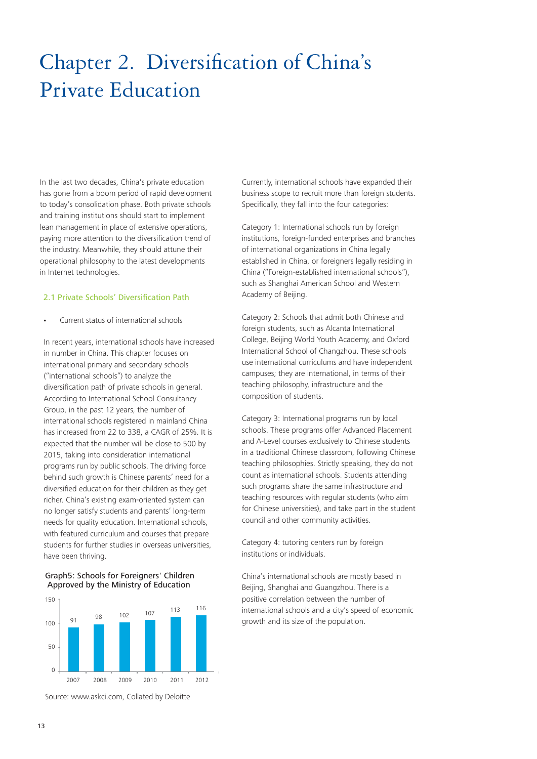# Chapter 2. Diversification of China's Private Education

In the last two decades, China's private education has gone from a boom period of rapid development to today's consolidation phase. Both private schools and training institutions should start to implement lean management in place of extensive operations, paying more attention to the diversification trend of the industry. Meanwhile, they should attune their operational philosophy to the latest developments in Internet technologies.

## 2.1 Private Schools' Diversification Path

- Current status of international schools

In recent years, international schools have increased in number in China. This chapter focuses on international primary and secondary schools ("international schools") to analyze the diversification path of private schools in general. According to International School Consultancy Group, in the past 12 years, the number of international schools registered in mainland China has increased from 22 to 338, a CAGR of 25%. It is expected that the number will be close to 500 by 2015, taking into consideration international programs run by public schools. The driving force behind such growth is Chinese parents' need for a diversified education for their children as they get richer. China's existing exam-oriented system can no longer satisfy students and parents' long-term needs for quality education. International schools, with featured curriculum and courses that prepare students for further studies in overseas universities, have been thriving.

Graph5: Schools for Foreigners' Children Approved by the Ministry of Education

| Year | 2007 | 2008 | 2009 | 2010 | 2011 | 2012 |
|---|---|---|---|---|---|---|
| Number | 91 | 98 | 102 | 107 | 113 | 116 |

Source: www.askci.com, Collated by Deloitte

Currently, international schools have expanded their business scope to recruit more than foreign students. Specifically, they fall into the four categories:

Category 1: International schools run by foreign institutions, foreign-funded enterprises and branches of international organizations in China legally established in China, or foreigners legally residing in China ("Foreign-established international schools"), such as Shanghai American School and Western Academy of Beijing.

Category 2: Schools that admit both Chinese and foreign students, such as Alcanta International College, Beijing World Youth Academy, and Oxford International School of Changzhou. These schools use international curriculums and have independent campuses; they are international, in terms of their teaching philosophy, infrastructure and the composition of students.

Category 3: International programs run by local schools. These programs offer Advanced Placement and A-Level courses exclusively to Chinese students in a traditional Chinese classroom, following Chinese teaching philosophies. Strictly speaking, they do not count as international schools. Students attending such programs share the same infrastructure and teaching resources with regular students (who aim for Chinese universities), and take part in the student council and other community activities.

Category 4: tutoring centers run by foreign institutions or individuals.

China's international schools are mostly based in Beijing, Shanghai and Guangzhou. There is a positive correlation between the number of international schools and a city's speed of economic growth and its size of the population.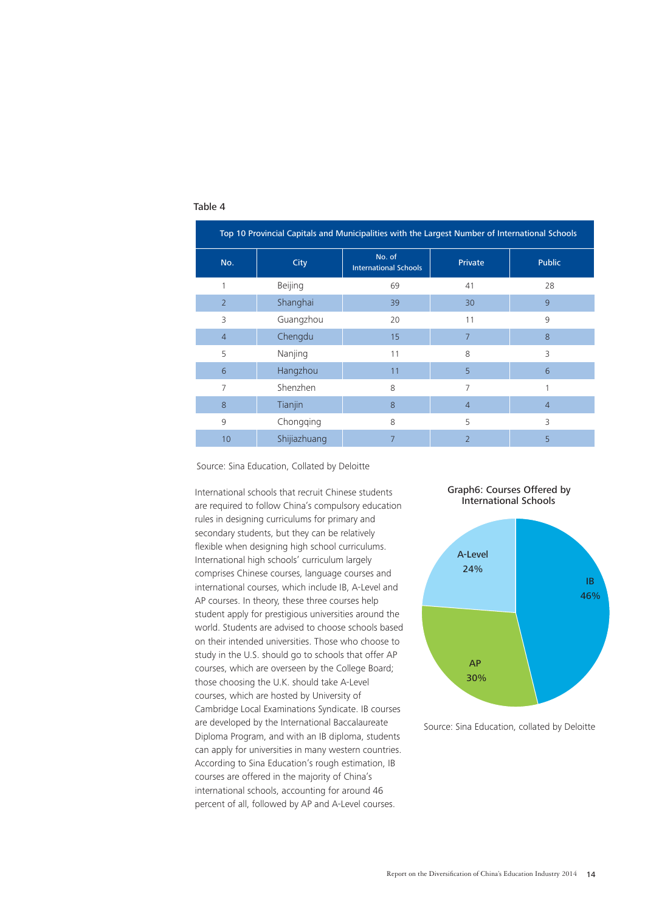Table 4

| Top 10 Provincial Capitals and Municipalities with the Largest Number of International Schools | | | | |
|---|---|---|---|---|
| No. | City | No. of International Schools | Private | Public |
| 1 | Beijing | 69 | 41 | 28 |
| 2 | Shanghai | 39 | 30 | 9 |
| 3 | Guangzhou | 20 | 11 | 9 |
| 4 | Chengdu | 15 | 7 | 8 |
| 5 | Nanjing | 11 | 8 | 3 |
| 6 | Hangzhou | 11 | 5 | 6 |
| 7 | Shenzhen | 8 | 7 | 1 |
| 8 | Tianjin | 8 | 4 | 4 |
| 9 | Chongqing | 8 | 5 | 3 |
| 10 | Shijiazhuang | 7 | 2 | 5 |

Source: Sina Education, Collated by Deloitte

International schools that recruit Chinese students are required to follow China's compulsory education rules in designing curriculums for primary and secondary students, but they can be relatively flexible when designing high school curriculums. International high schools' curriculum largely comprises Chinese courses, language courses and international courses, which include IB, A-Level and AP courses. In theory, these three courses help student apply for prestigious universities around the world. Students are advised to choose schools based on their intended universities. Those who choose to study in the U.S. should go to schools that offer AP courses, which are overseen by the College Board; those choosing the U.K. should take A-Level courses, which are hosted by University of Cambridge Local Examinations Syndicate. IB courses are developed by the International Baccalaureate Diploma Program, and with an IB diploma, students can apply for universities in many western countries. According to Sina Education's rough estimation, IB courses are offered in the majority of China's international schools, accounting for around 46 percent of all, followed by AP and A-Level courses.

Graph6: Courses Offered by International Schools

| Course | Share |
|---|---|
| IB | 46% |
| AP | 30% |
| A-Level | 24% |

Source: Sina Education, collated by Deloitte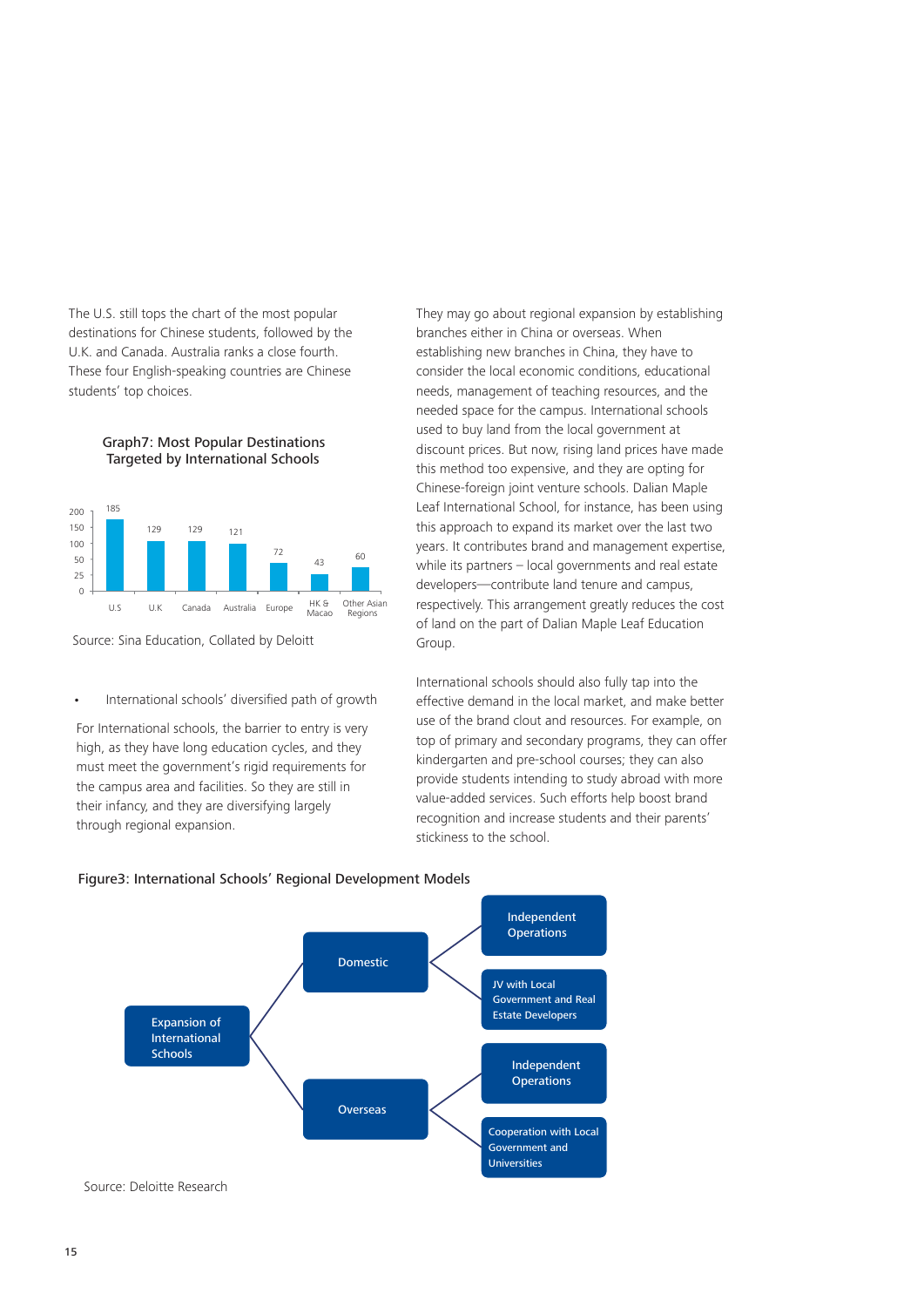The U.S. still tops the chart of the most popular destinations for Chinese students, followed by the U.K. and Canada. Australia ranks a close fourth. These four English-speaking countries are Chinese students' top choices.

**Graph7: Most Popular Destinations Targeted by International Schools**

| Destination | Value |
|---|---|
| U.S | 185 |
| U.K | 129 |
| Canada | 129 |
| Australia | 121 |
| Europe | 72 |
| HK & Macao | 43 |
| Other Asian Regions | 60 |

Source: Sina Education, Collated by Deloitt

- International schools' diversified path of growth

For International schools, the barrier to entry is very high, as they have long education cycles, and they must meet the government's rigid requirements for the campus area and facilities. So they are still in their infancy, and they are diversifying largely through regional expansion.

They may go about regional expansion by establishing branches either in China or overseas. When establishing new branches in China, they have to consider the local economic conditions, educational needs, management of teaching resources, and the needed space for the campus. International schools used to buy land from the local government at discount prices. But now, rising land prices have made this method too expensive, and they are opting for Chinese-foreign joint venture schools. Dalian Maple Leaf International School, for instance, has been using this approach to expand its market over the last two years. It contributes brand and management expertise, while its partners – local governments and real estate developers—contribute land tenure and campus, respectively. This arrangement greatly reduces the cost of land on the part of Dalian Maple Leaf Education Group.

International schools should also fully tap into the effective demand in the local market, and make better use of the brand clout and resources. For example, on top of primary and secondary programs, they can offer kindergarten and pre-school courses; they can also provide students intending to study abroad with more value-added services. Such efforts help boost brand recognition and increase students and their parents' stickiness to the school.

**Figure3: International Schools' Regional Development Models**

- Expansion of International Schools
  - Domestic
    - Independent Operations
    - JV with Local Government and Real Estate Developers
  - Overseas
    - Independent Operations
    - Cooperation with Local Government and Universities

Source: Deloitte Research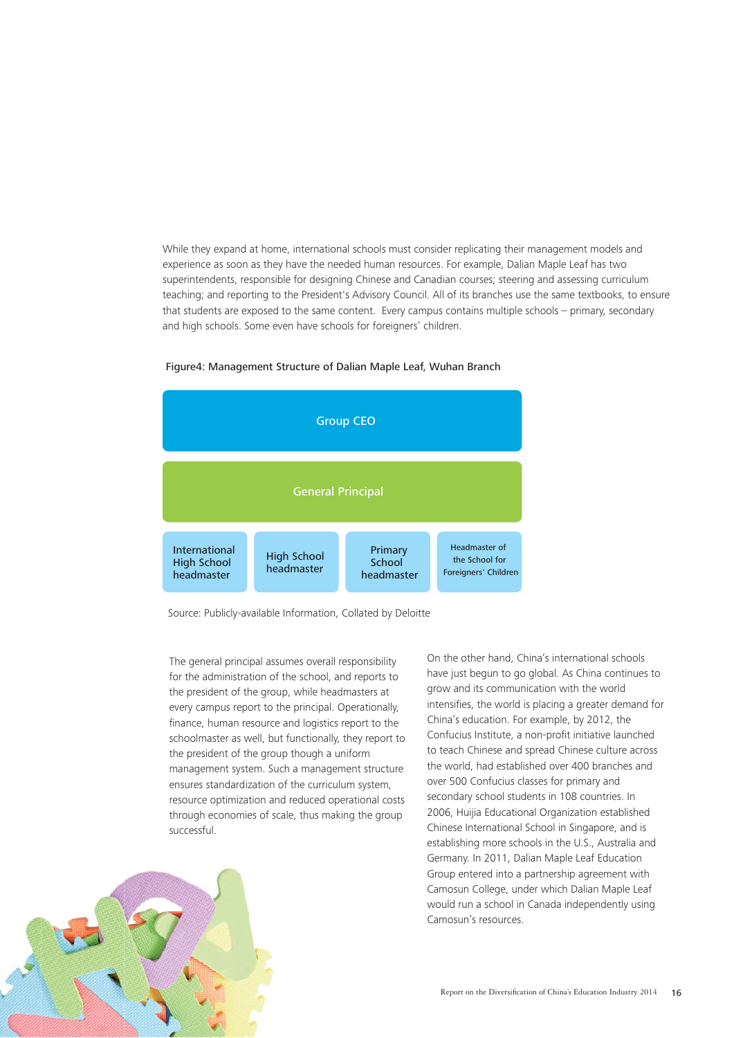While they expand at home, international schools must consider replicating their management models and experience as soon as they have the needed human resources. For example, Dalian Maple Leaf has two superintendents, responsible for designing Chinese and Canadian courses; steering and assessing curriculum teaching; and reporting to the President's Advisory Council. All of its branches use the same textbooks, to ensure that students are exposed to the same content. Every campus contains multiple schools – primary, secondary and high schools. Some even have schools for foreigners' children.

Figure4: Management Structure of Dalian Maple Leaf, Wuhan Branch

- Group CEO
  - General Principal
    - International High School headmaster
    - High School headmaster
    - Primary School headmaster
    - Headmaster of the School for Foreigners' Children

Source: Publicly-available Information, Collated by Deloitte

The general principal assumes overall responsibility for the administration of the school, and reports to the president of the group, while headmasters at every campus report to the principal. Operationally, finance, human resource and logistics report to the schoolmaster as well, but functionally, they report to the president of the group though a uniform management system. Such a management structure ensures standardization of the curriculum system, resource optimization and reduced operational costs through economies of scale, thus making the group successful.

On the other hand, China's international schools have just begun to go global. As China continues to grow and its communication with the world intensifies, the world is placing a greater demand for China's education. For example, by 2012, the Confucius Institute, a non-profit initiative launched to teach Chinese and spread Chinese culture across the world, had established over 400 branches and over 500 Confucius classes for primary and secondary school students in 108 countries. In 2006, Huijia Educational Organization established Chinese International School in Singapore, and is establishing more schools in the U.S., Australia and Germany. In 2011, Dalian Maple Leaf Education Group entered into a partnership agreement with Camosun College, under which Dalian Maple Leaf would run a school in Canada independently using Camosun's resources.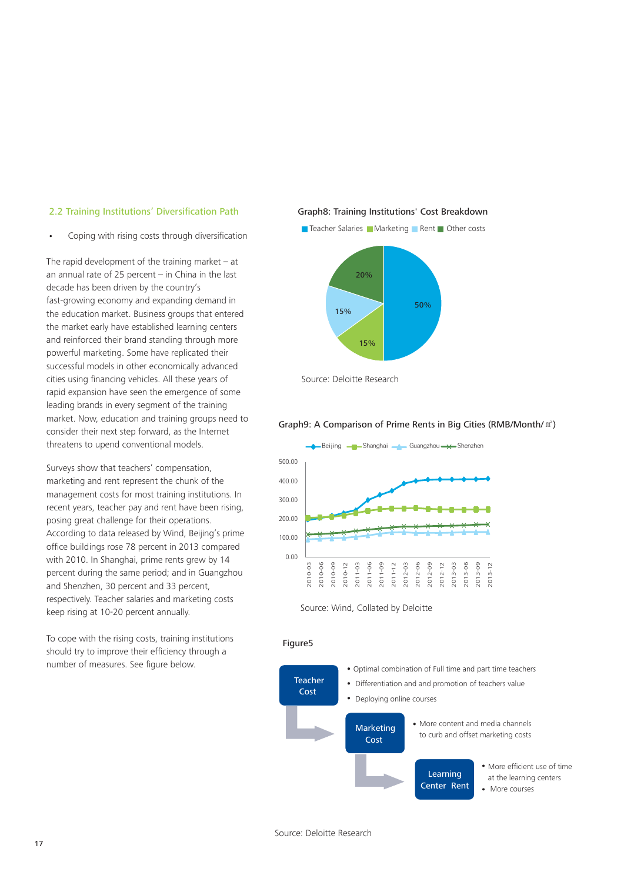## 2.2 Training Institutions' Diversification Path

- Coping with rising costs through diversification

The rapid development of the training market – at an annual rate of 25 percent – in China in the last decade has been driven by the country's fast-growing economy and expanding demand in the education market. Business groups that entered the market early have established learning centers and reinforced their brand standing through more powerful marketing. Some have replicated their successful models in other economically advanced cities using financing vehicles. All these years of rapid expansion have seen the emergence of some leading brands in every segment of the training market. Now, education and training groups need to consider their next step forward, as the Internet threatens to upend conventional models.

Surveys show that teachers' compensation, marketing and rent represent the chunk of the management costs for most training institutions. In recent years, teacher pay and rent have been rising, posing great challenge for their operations. According to data released by Wind, Beijing's prime office buildings rose 78 percent in 2013 compared with 2010. In Shanghai, prime rents grew by 14 percent during the same period; and in Guangzhou and Shenzhen, 30 percent and 33 percent, respectively. Teacher salaries and marketing costs keep rising at 10-20 percent annually.

To cope with the rising costs, training institutions should try to improve their efficiency through a number of measures. See figure below.

**Graph8: Training Institutions' Cost Breakdown**

| Category | Share |
| --- | --- |
| Teacher Salaries | 50% |
| Marketing | 15% |
| Rent | 15% |
| Other costs | 20% |

Source: Deloitte Research

**Graph9: A Comparison of Prime Rents in Big Cities (RMB/Month/㎡)**

Legend: Beijing, Shanghai, Guangzhou, Shenzhen

Y-axis: 0.00, 100.00, 200.00, 300.00, 400.00, 500.00

X-axis: 2010-03, 2010-06, 2010-09, 2010-12, 2011-03, 2011-06, 2011-09, 2011-12, 2012-03, 2012-06, 2012-09, 2012-12, 2013-03, 2013-06, 2013-09, 2013-12

Source: Wind, Collated by Deloitte

**Figure5**

- **Teacher Cost**
  - Optimal combination of Full time and part time teachers
  - Differentiation and and promotion of teachers value
  - Deploying online courses
- **Marketing Cost**
  - More content and media channels to curb and offset marketing costs
- **Learning Center Rent**
  - More efficient use of time at the learning centers
  - More courses

Source: Deloitte Research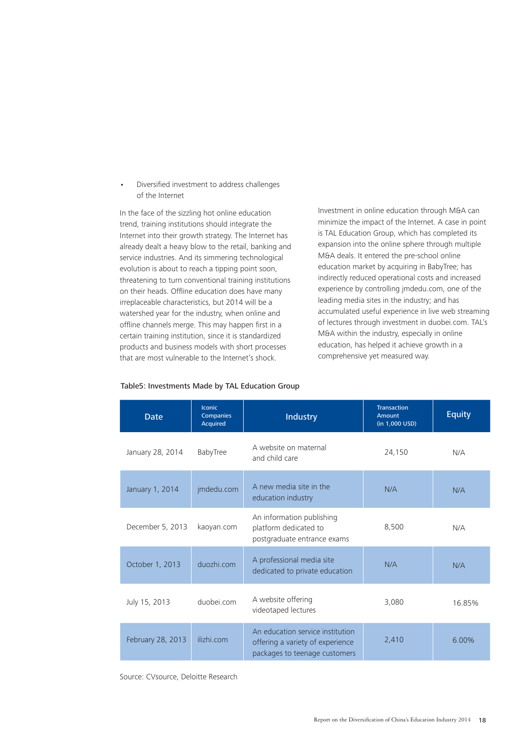- Diversified investment to address challenges of the Internet

In the face of the sizzling hot online education trend, training institutions should integrate the Internet into their growth strategy. The Internet has already dealt a heavy blow to the retail, banking and service industries. And its simmering technological evolution is about to reach a tipping point soon, threatening to turn conventional training institutions on their heads. Offline education does have many irreplaceable characteristics, but 2014 will be a watershed year for the industry, when online and offline channels merge. This may happen first in a certain training institution, since it is standardized products and business models with short processes that are most vulnerable to the Internet's shock.

Investment in online education through M&A can minimize the impact of the Internet. A case in point is TAL Education Group, which has completed its expansion into the online sphere through multiple M&A deals. It entered the pre-school online education market by acquiring in BabyTree; has indirectly reduced operational costs and increased experience by controlling jmdedu.com, one of the leading media sites in the industry; and has accumulated useful experience in live web streaming of lectures through investment in duobei.com. TAL's M&A within the industry, especially in online education, has helped it achieve growth in a comprehensive yet measured way.

Table5: Investments Made by TAL Education Group

| Date | Iconic Companies Acquired | Industry | Transaction Amount (in 1,000 USD) | Equity |
|---|---|---|---|---|
| January 28, 2014 | BabyTree | A website on maternal and child care | 24,150 | N/A |
| January 1, 2014 | jmdedu.com | A new media site in the education industry | N/A | N/A |
| December 5, 2013 | kaoyan.com | An information publishing platform dedicated to postgraduate entrance exams | 8,500 | N/A |
| October 1, 2013 | duozhi.com | A professional media site dedicated to private education | N/A | N/A |
| July 15, 2013 | duobei.com | A website offering videotaped lectures | 3,080 | 16.85% |
| February 28, 2013 | ilizhi.com | An education service institution offering a variety of experience packages to teenage customers | 2,410 | 6.00% |

Source: CVsource, Deloitte Research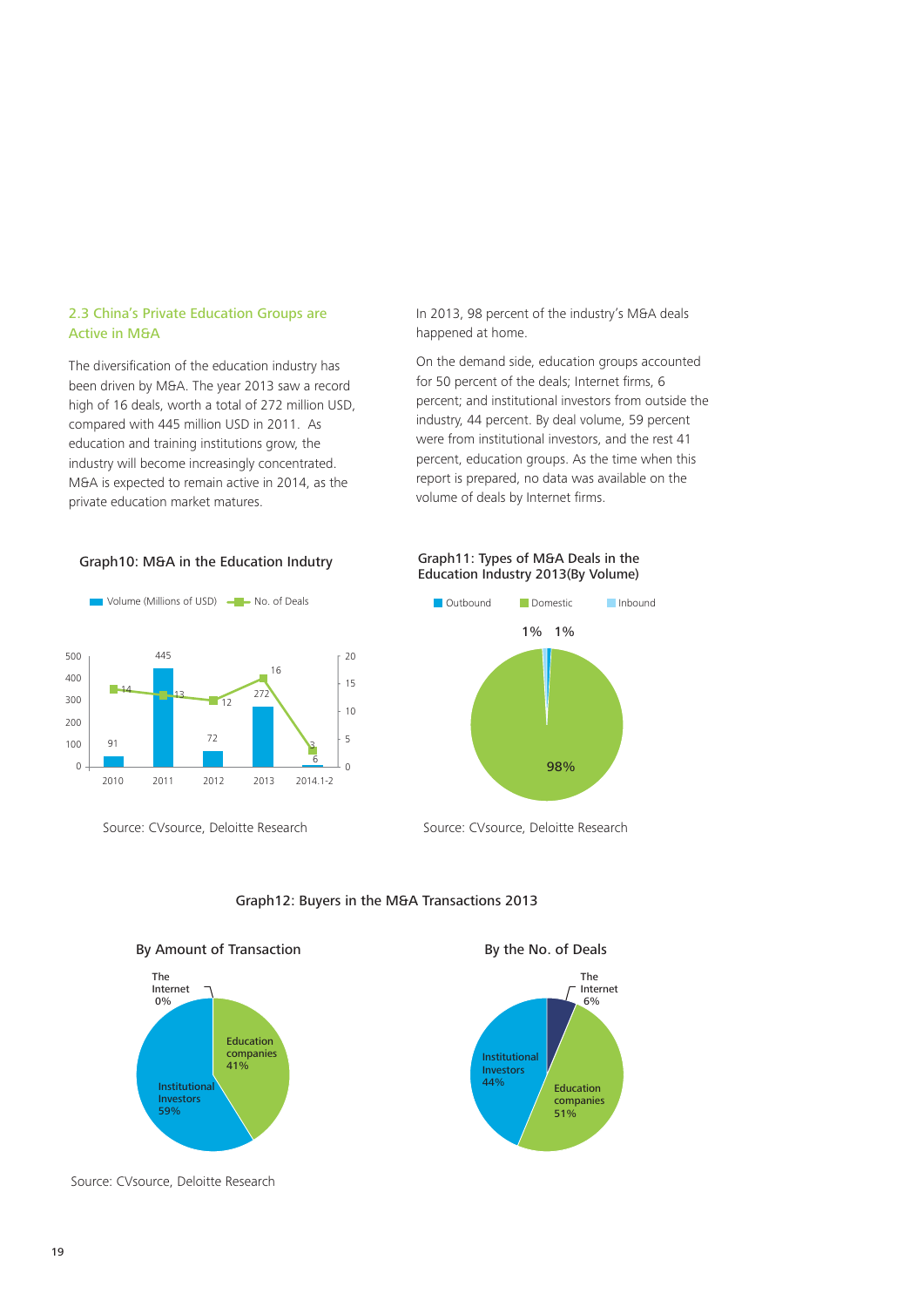## 2.3 China's Private Education Groups are Active in M&A

The diversification of the education industry has been driven by M&A. The year 2013 saw a record high of 16 deals, worth a total of 272 million USD, compared with 445 million USD in 2011. As education and training institutions grow, the industry will become increasingly concentrated. M&A is expected to remain active in 2014, as the private education market matures.

In 2013, 98 percent of the industry's M&A deals happened at home.

On the demand side, education groups accounted for 50 percent of the deals; Internet firms, 6 percent; and institutional investors from outside the industry, 44 percent. By deal volume, 59 percent were from institutional investors, and the rest 41 percent, education groups. As the time when this report is prepared, no data was available on the volume of deals by Internet firms.

Graph10: M&A in the Education Indutry

| | 2010 | 2011 | 2012 | 2013 | 2014.1-2 |
|---|---|---|---|---|---|
| Volume (Millions of USD) | 91 | 445 | 72 | 272 | 6 |
| No. of Deals | 14 | 13 | 12 | 16 | 3 |

Source: CVsource, Deloitte Research

Graph11: Types of M&A Deals in the Education Industry 2013(By Volume)

| Type | Share |
|---|---|
| Outbound | 1% |
| Domestic | 98% |
| Inbound | 1% |

Source: CVsource, Deloitte Research

Graph12: Buyers in the M&A Transactions 2013

By Amount of Transaction

| Buyer | Share |
|---|---|
| The Internet | 0% |
| Education companies | 41% |
| Institutional Investors | 59% |

By the No. of Deals

| Buyer | Share |
|---|---|
| The Internet | 6% |
| Education companies | 51% |
| Institutional Investors | 44% |

Source: CVsource, Deloitte Research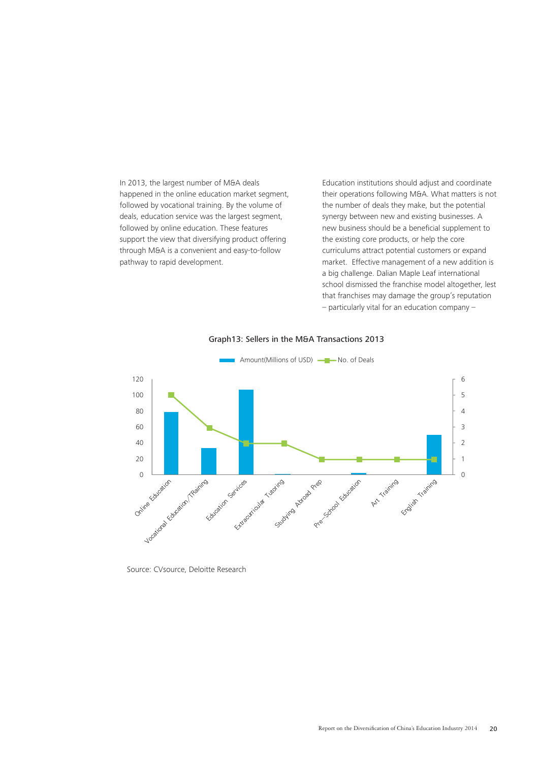In 2013, the largest number of M&A deals happened in the online education market segment, followed by vocational training. By the volume of deals, education service was the largest segment, followed by online education. These features support the view that diversifying product offering through M&A is a convenient and easy-to-follow pathway to rapid development.

Education institutions should adjust and coordinate their operations following M&A. What matters is not the number of deals they make, but the potential synergy between new and existing businesses. A new business should be a beneficial supplement to the existing core products, or help the core curriculums attract potential customers or expand market. Effective management of a new addition is a big challenge. Dalian Maple Leaf international school dismissed the franchise model altogether, lest that franchises may damage the group's reputation – particularly vital for an education company –

**Graph13: Sellers in the M&A Transactions 2013**

| Segment | Amount(Millions of USD) | No. of Deals |
|---|---|---|
| Online Education | 79 | 5 |
| Vocational Education/TRaining | 33 | 3 |
| Education Services | 107 | 2 |
| Extracurricular Tutoring | 1 | 2 |
| Studying Abroad Prep | 0 | 1 |
| Pre-School Education | 2 | 1 |
| Art Training | 0 | 1 |
| English Training | 50 | 1 |

Source: CVsource, Deloitte Research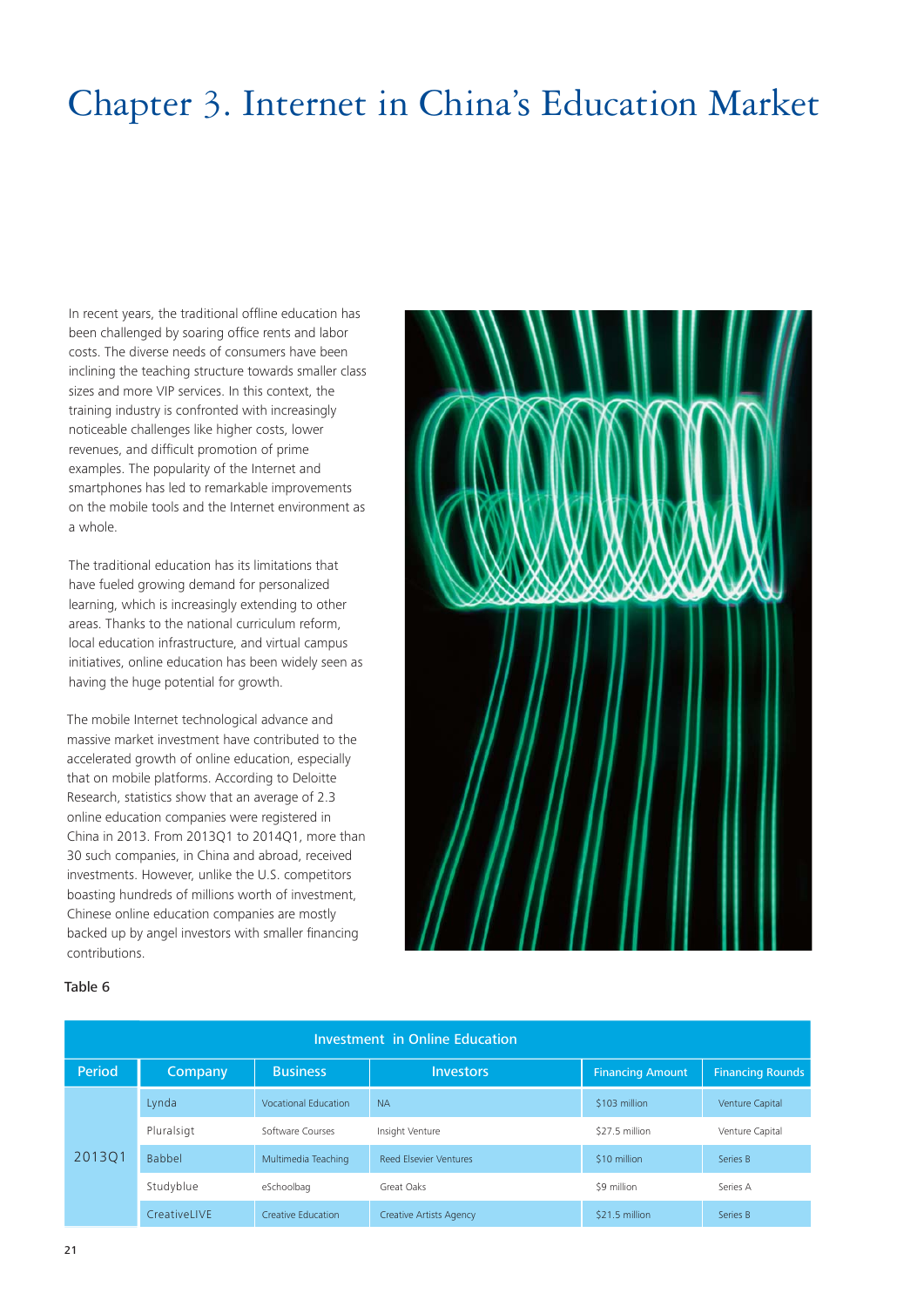# Chapter 3. Internet in China's Education Market

In recent years, the traditional offline education has been challenged by soaring office rents and labor costs. The diverse needs of consumers have been inclining the teaching structure towards smaller class sizes and more VIP services. In this context, the training industry is confronted with increasingly noticeable challenges like higher costs, lower revenues, and difficult promotion of prime examples. The popularity of the Internet and smartphones has led to remarkable improvements on the mobile tools and the Internet environment as a whole.

The traditional education has its limitations that have fueled growing demand for personalized learning, which is increasingly extending to other areas. Thanks to the national curriculum reform, local education infrastructure, and virtual campus initiatives, online education has been widely seen as having the huge potential for growth.

The mobile Internet technological advance and massive market investment have contributed to the accelerated growth of online education, especially that on mobile platforms. According to Deloitte Research, statistics show that an average of 2.3 online education companies were registered in China in 2013. From 2013Q1 to 2014Q1, more than 30 such companies, in China and abroad, received investments. However, unlike the U.S. competitors boasting hundreds of millions worth of investment, Chinese online education companies are mostly backed up by angel investors with smaller financing contributions.

Table 6

| Investment in Online Education | | | | | |
|---|---|---|---|---|---|
| Period | Company | Business | Investors | Financing Amount | Financing Rounds |
| 2013Q1 | Lynda | Vocational Education | NA | $103 million | Venture Capital |
| | Pluralsigt | Software Courses | Insight Venture | $27.5 million | Venture Capital |
| | Babbel | Multimedia Teaching | Reed Elsevier Ventures | $10 million | Series B |
| | Studyblue | eSchoolbag | Great Oaks | $9 million | Series A |
| | CreativeLIVE | Creative Education | Creative Artists Agency | $21.5 million | Series B |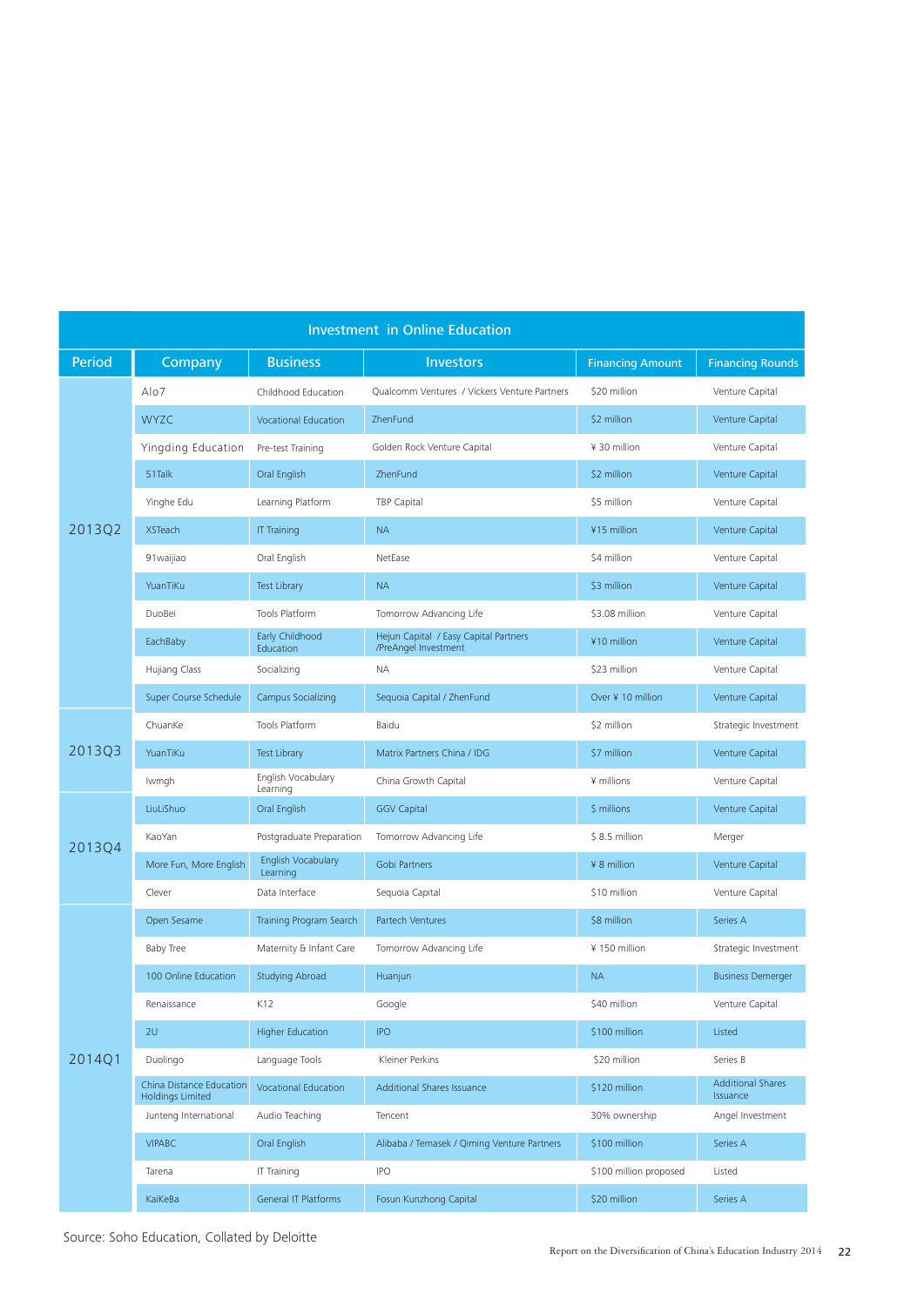| Investment in Online Education | | | | | |
|---|---|---|---|---|---|
| Period | Company | Business | Investors | Financing Amount | Financing Rounds |
| 2013Q2 | Alo7 | Childhood Education | Qualcomm Ventures / Vickers Venture Partners | $20 million | Venture Capital |
| | WYZC | Vocational Education | ZhenFund | $2 million | Venture Capital |
| | Yingding Education | Pre-test Training | Golden Rock Venture Capital | ¥ 30 million | Venture Capital |
| | 51Talk | Oral English | ZhenFund | $2 million | Venture Capital |
| | Yinghe Edu | Learning Platform | TBP Capital | $5 million | Venture Capital |
| | XSTeach | IT Training | NA | ¥15 million | Venture Capital |
| | 91waijiao | Oral English | NetEase | $4 million | Venture Capital |
| | YuanTiKu | Test Library | NA | $3 million | Venture Capital |
| | DuoBei | Tools Platform | Tomorrow Advancing Life | $3.08 million | Venture Capital |
| | EachBaby | Early Childhood Education | Hejun Capital / Easy Capital Partners /PreAngel Investment | ¥10 million | Venture Capital |
| | Hujiang Class | Socializing | NA | $23 million | Venture Capital |
| | Super Course Schedule | Campus Socializing | Sequoia Capital / ZhenFund | Over ¥ 10 million | Venture Capital |
| 2013Q3 | ChuanKe | Tools Platform | Baidu | $2 million | Strategic Investment |
| | YuanTiKu | Test Library | Matrix Partners China / IDG | $7 million | Venture Capital |
| | Iwmgh | English Vocabulary Learning | China Growth Capital | ¥ millions | Venture Capital |
| 2013Q4 | LiuLiShuo | Oral English | GGV Capital | $ millions | Venture Capital |
| | KaoYan | Postgraduate Preparation | Tomorrow Advancing Life | $ 8.5 million | Merger |
| | More Fun, More English | English Vocabulary Learning | Gobi Partners | ¥ 8 million | Venture Capital |
| | Clever | Data Interface | Sequoia Capital | $10 million | Venture Capital |
| 2014Q1 | Open Sesame | Training Program Search | Partech Ventures | $8 million | Series A |
| | Baby Tree | Maternity & Infant Care | Tomorrow Advancing Life | ¥ 150 million | Strategic Investment |
| | 100 Online Education | Studying Abroad | Huanjun | NA | Business Demerger |
| | Renaissance | K12 | Google | $40 million | Venture Capital |
| | 2U | Higher Education | IPO | $100 million | Listed |
| | Duolingo | Language Tools | Kleiner Perkins | $20 million | Series B |
| | China Distance Education Holdings Limited | Vocational Education | Additional Shares Issuance | $120 million | Additional Shares Issuance |
| | Junteng International | Audio Teaching | Tencent | 30% ownership | Angel Investment |
| | VIPABC | Oral English | Alibaba / Temasek / Qiming Venture Partners | $100 million | Series A |
| | Tarena | IT Training | IPO | $100 million proposed | Listed |
| | KaiKeBa | General IT Platforms | Fosun Kunzhong Capital | $20 million | Series A |

Source: Soho Education, Collated by Deloitte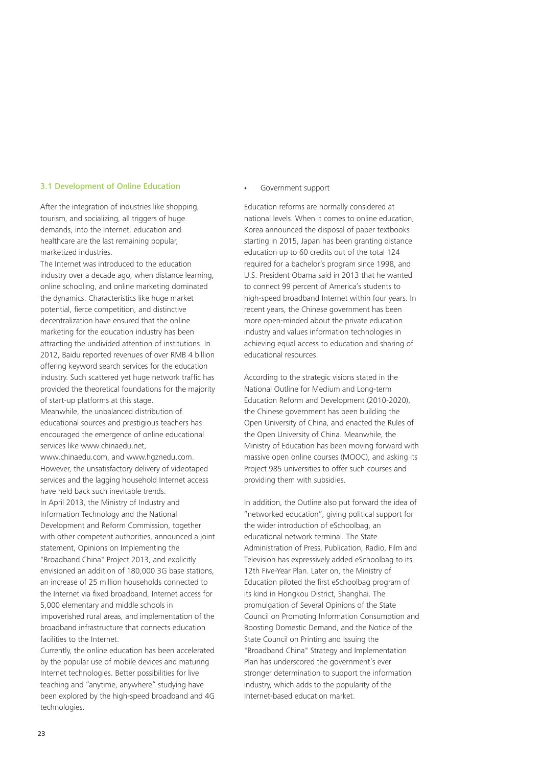## 3.1 Development of Online Education

After the integration of industries like shopping, tourism, and socializing, all triggers of huge demands, into the Internet, education and healthcare are the last remaining popular, marketized industries.

The Internet was introduced to the education industry over a decade ago, when distance learning, online schooling, and online marketing dominated the dynamics. Characteristics like huge market potential, fierce competition, and distinctive decentralization have ensured that the online marketing for the education industry has been attracting the undivided attention of institutions. In 2012, Baidu reported revenues of over RMB 4 billion offering keyword search services for the education industry. Such scattered yet huge network traffic has provided the theoretical foundations for the majority of start-up platforms at this stage.

Meanwhile, the unbalanced distribution of educational sources and prestigious teachers has encouraged the emergence of online educational services like www.chinaedu.net, www.chinaedu.com, and www.hgznedu.com. However, the unsatisfactory delivery of videotaped services and the lagging household Internet access have held back such inevitable trends.

In April 2013, the Ministry of Industry and Information Technology and the National Development and Reform Commission, together with other competent authorities, announced a joint statement, Opinions on Implementing the "Broadband China" Project 2013, and explicitly envisioned an addition of 180,000 3G base stations, an increase of 25 million households connected to the Internet via fixed broadband, Internet access for 5,000 elementary and middle schools in impoverished rural areas, and implementation of the broadband infrastructure that connects education facilities to the Internet.

Currently, the online education has been accelerated by the popular use of mobile devices and maturing Internet technologies. Better possibilities for live teaching and "anytime, anywhere" studying have been explored by the high-speed broadband and 4G technologies.

- Government support

Education reforms are normally considered at national levels. When it comes to online education, Korea announced the disposal of paper textbooks starting in 2015, Japan has been granting distance education up to 60 credits out of the total 124 required for a bachelor's program since 1998, and U.S. President Obama said in 2013 that he wanted to connect 99 percent of America's students to high-speed broadband Internet within four years. In recent years, the Chinese government has been more open-minded about the private education industry and values information technologies in achieving equal access to education and sharing of educational resources.

According to the strategic visions stated in the National Outline for Medium and Long-term Education Reform and Development (2010-2020), the Chinese government has been building the Open University of China, and enacted the Rules of the Open University of China. Meanwhile, the Ministry of Education has been moving forward with massive open online courses (MOOC), and asking its Project 985 universities to offer such courses and providing them with subsidies.

In addition, the Outline also put forward the idea of "networked education", giving political support for the wider introduction of eSchoolbag, an educational network terminal. The State Administration of Press, Publication, Radio, Film and Television has expressively added eSchoolbag to its 12th Five-Year Plan. Later on, the Ministry of Education piloted the first eSchoolbag program of its kind in Hongkou District, Shanghai. The promulgation of Several Opinions of the State Council on Promoting Information Consumption and Boosting Domestic Demand, and the Notice of the State Council on Printing and Issuing the "Broadband China" Strategy and Implementation Plan has underscored the government's ever stronger determination to support the information industry, which adds to the popularity of the Internet-based education market.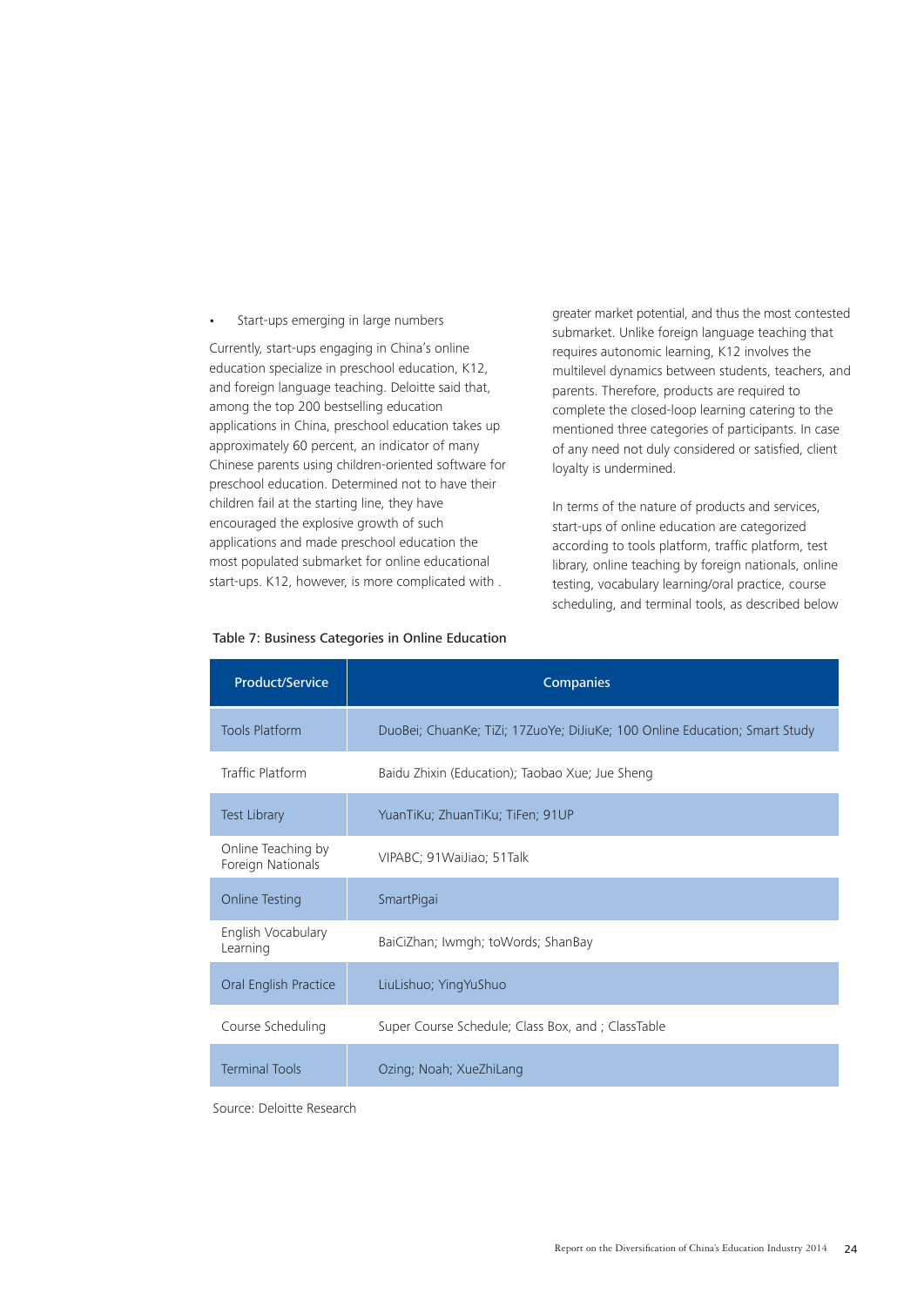- Start-ups emerging in large numbers

Currently, start-ups engaging in China's online education specialize in preschool education, K12, and foreign language teaching. Deloitte said that, among the top 200 bestselling education applications in China, preschool education takes up approximately 60 percent, an indicator of many Chinese parents using children-oriented software for preschool education. Determined not to have their children fail at the starting line, they have encouraged the explosive growth of such applications and made preschool education the most populated submarket for online educational start-ups. K12, however, is more complicated with . greater market potential, and thus the most contested submarket. Unlike foreign language teaching that requires autonomic learning, K12 involves the multilevel dynamics between students, teachers, and parents. Therefore, products are required to complete the closed-loop learning catering to the mentioned three categories of participants. In case of any need not duly considered or satisfied, client loyalty is undermined.

In terms of the nature of products and services, start-ups of online education are categorized according to tools platform, traffic platform, test library, online teaching by foreign nationals, online testing, vocabulary learning/oral practice, course scheduling, and terminal tools, as described below

Table 7: Business Categories in Online Education

| Product/Service | Companies |
|---|---|
| Tools Platform | DuoBei; ChuanKe; TiZi; 17ZuoYe; DiJiuKe; 100 Online Education; Smart Study |
| Traffic Platform | Baidu Zhixin (Education); Taobao Xue; Jue Sheng |
| Test Library | YuanTiKu; ZhuanTiKu; TiFen; 91UP |
| Online Teaching by Foreign Nationals | VIPABC; 91WaiJiao; 51Talk |
| Online Testing | SmartPigai |
| English Vocabulary Learning | BaiCiZhan; Iwmgh; toWords; ShanBay |
| Oral English Practice | LiuLishuo; YingYuShuo |
| Course Scheduling | Super Course Schedule; Class Box, and ; ClassTable |
| Terminal Tools | Ozing; Noah; XueZhiLang |

Source: Deloitte Research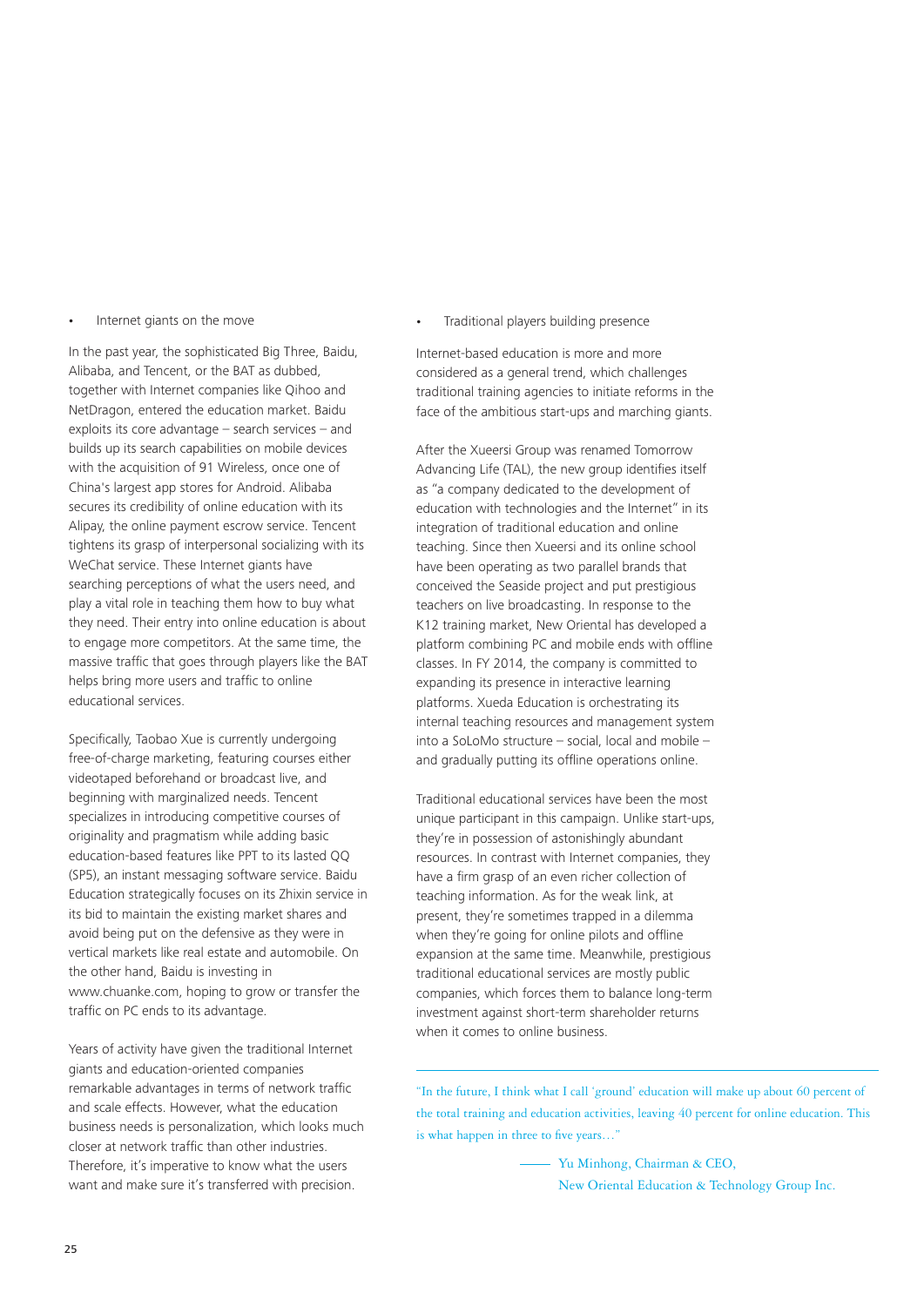- Internet giants on the move

In the past year, the sophisticated Big Three, Baidu, Alibaba, and Tencent, or the BAT as dubbed, together with Internet companies like Qihoo and NetDragon, entered the education market. Baidu exploits its core advantage – search services – and builds up its search capabilities on mobile devices with the acquisition of 91 Wireless, once one of China's largest app stores for Android. Alibaba secures its credibility of online education with its Alipay, the online payment escrow service. Tencent tightens its grasp of interpersonal socializing with its WeChat service. These Internet giants have searching perceptions of what the users need, and play a vital role in teaching them how to buy what they need. Their entry into online education is about to engage more competitors. At the same time, the massive traffic that goes through players like the BAT helps bring more users and traffic to online educational services.

Specifically, Taobao Xue is currently undergoing free-of-charge marketing, featuring courses either videotaped beforehand or broadcast live, and beginning with marginalized needs. Tencent specializes in introducing competitive courses of originality and pragmatism while adding basic education-based features like PPT to its lasted QQ (SP5), an instant messaging software service. Baidu Education strategically focuses on its Zhixin service in its bid to maintain the existing market shares and avoid being put on the defensive as they were in vertical markets like real estate and automobile. On the other hand, Baidu is investing in www.chuanke.com, hoping to grow or transfer the traffic on PC ends to its advantage.

Years of activity have given the traditional Internet giants and education-oriented companies remarkable advantages in terms of network traffic and scale effects. However, what the education business needs is personalization, which looks much closer at network traffic than other industries. Therefore, it's imperative to know what the users want and make sure it's transferred with precision.

- Traditional players building presence

Internet-based education is more and more considered as a general trend, which challenges traditional training agencies to initiate reforms in the face of the ambitious start-ups and marching giants.

After the Xueersi Group was renamed Tomorrow Advancing Life (TAL), the new group identifies itself as "a company dedicated to the development of education with technologies and the Internet" in its integration of traditional education and online teaching. Since then Xueersi and its online school have been operating as two parallel brands that conceived the Seaside project and put prestigious teachers on live broadcasting. In response to the K12 training market, New Oriental has developed a platform combining PC and mobile ends with offline classes. In FY 2014, the company is committed to expanding its presence in interactive learning platforms. Xueda Education is orchestrating its internal teaching resources and management system into a SoLoMo structure – social, local and mobile – and gradually putting its offline operations online.

Traditional educational services have been the most unique participant in this campaign. Unlike start-ups, they're in possession of astonishingly abundant resources. In contrast with Internet companies, they have a firm grasp of an even richer collection of teaching information. As for the weak link, at present, they're sometimes trapped in a dilemma when they're going for online pilots and offline expansion at the same time. Meanwhile, prestigious traditional educational services are mostly public companies, which forces them to balance long-term investment against short-term shareholder returns when it comes to online business.

---

"In the future, I think what I call 'ground' education will make up about 60 percent of the total training and education activities, leaving 40 percent for online education. This is what happen in three to five years…"

—— Yu Minhong, Chairman & CEO,
New Oriental Education & Technology Group Inc.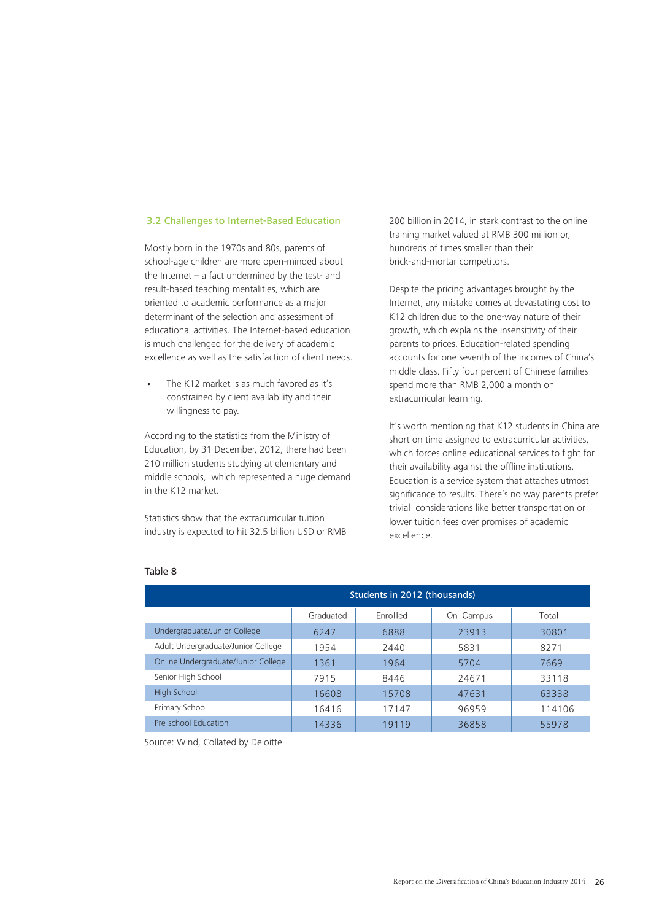### 3.2 Challenges to Internet-Based Education

Mostly born in the 1970s and 80s, parents of school-age children are more open-minded about the Internet – a fact undermined by the test- and result-based teaching mentalities, which are oriented to academic performance as a major determinant of the selection and assessment of educational activities. The Internet-based education is much challenged for the delivery of academic excellence as well as the satisfaction of client needs.

- The K12 market is as much favored as it's constrained by client availability and their willingness to pay.

According to the statistics from the Ministry of Education, by 31 December, 2012, there had been 210 million students studying at elementary and middle schools, which represented a huge demand in the K12 market.

Statistics show that the extracurricular tuition industry is expected to hit 32.5 billion USD or RMB 200 billion in 2014, in stark contrast to the online training market valued at RMB 300 million or, hundreds of times smaller than their brick-and-mortar competitors.

Despite the pricing advantages brought by the Internet, any mistake comes at devastating cost to K12 children due to the one-way nature of their growth, which explains the insensitivity of their parents to prices. Education-related spending accounts for one seventh of the incomes of China's middle class. Fifty four percent of Chinese families spend more than RMB 2,000 a month on extracurricular learning.

It's worth mentioning that K12 students in China are short on time assigned to extracurricular activities, which forces online educational services to fight for their availability against the offline institutions. Education is a service system that attaches utmost significance to results. There's no way parents prefer trivial considerations like better transportation or lower tuition fees over promises of academic excellence.

Table 8

| | Students in 2012 (thousands) | | | |
|---|---|---|---|---|
| | Graduated | Enrolled | On Campus | Total |
| Undergraduate/Junior College | 6247 | 6888 | 23913 | 30801 |
| Adult Undergraduate/Junior College | 1954 | 2440 | 5831 | 8271 |
| Online Undergraduate/Junior College | 1361 | 1964 | 5704 | 7669 |
| Senior High School | 7915 | 8446 | 24671 | 33118 |
| High School | 16608 | 15708 | 47631 | 63338 |
| Primary School | 16416 | 17147 | 96959 | 114106 |
| Pre-school Education | 14336 | 19119 | 36858 | 55978 |

Source: Wind, Collated by Deloitte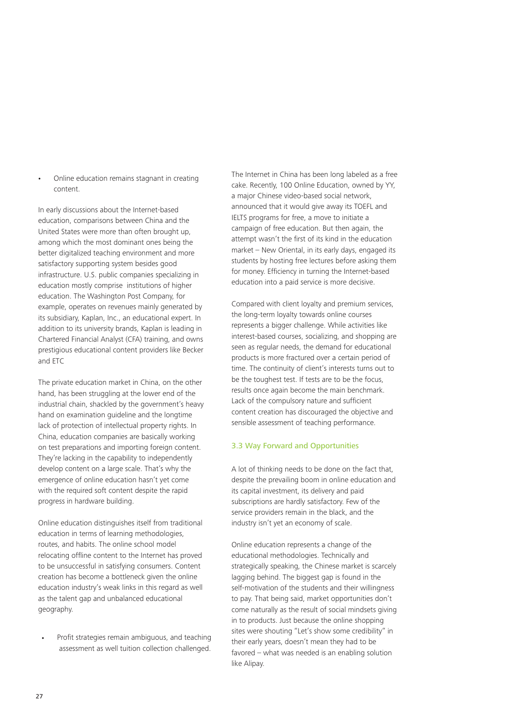- Online education remains stagnant in creating content.

In early discussions about the Internet-based education, comparisons between China and the United States were more than often brought up, among which the most dominant ones being the better digitalized teaching environment and more satisfactory supporting system besides good infrastructure. U.S. public companies specializing in education mostly comprise institutions of higher education. The Washington Post Company, for example, operates on revenues mainly generated by its subsidiary, Kaplan, Inc., an educational expert. In addition to its university brands, Kaplan is leading in Chartered Financial Analyst (CFA) training, and owns prestigious educational content providers like Becker and ETC

The private education market in China, on the other hand, has been struggling at the lower end of the industrial chain, shackled by the government's heavy hand on examination guideline and the longtime lack of protection of intellectual property rights. In China, education companies are basically working on test preparations and importing foreign content. They're lacking in the capability to independently develop content on a large scale. That's why the emergence of online education hasn't yet come with the required soft content despite the rapid progress in hardware building.

Online education distinguishes itself from traditional education in terms of learning methodologies, routes, and habits. The online school model relocating offline content to the Internet has proved to be unsuccessful in satisfying consumers. Content creation has become a bottleneck given the online education industry's weak links in this regard as well as the talent gap and unbalanced educational geography.

- Profit strategies remain ambiguous, and teaching assessment as well tuition collection challenged.

The Internet in China has been long labeled as a free cake. Recently, 100 Online Education, owned by YY, a major Chinese video-based social network, announced that it would give away its TOEFL and IELTS programs for free, a move to initiate a campaign of free education. But then again, the attempt wasn't the first of its kind in the education market – New Oriental, in its early days, engaged its students by hosting free lectures before asking them for money. Efficiency in turning the Internet-based education into a paid service is more decisive.

Compared with client loyalty and premium services, the long-term loyalty towards online courses represents a bigger challenge. While activities like interest-based courses, socializing, and shopping are seen as regular needs, the demand for educational products is more fractured over a certain period of time. The continuity of client's interests turns out to be the toughest test. If tests are to be the focus, results once again become the main benchmark. Lack of the compulsory nature and sufficient content creation has discouraged the objective and sensible assessment of teaching performance.

### 3.3 Way Forward and Opportunities

A lot of thinking needs to be done on the fact that, despite the prevailing boom in online education and its capital investment, its delivery and paid subscriptions are hardly satisfactory. Few of the service providers remain in the black, and the industry isn't yet an economy of scale.

Online education represents a change of the educational methodologies. Technically and strategically speaking, the Chinese market is scarcely lagging behind. The biggest gap is found in the self-motivation of the students and their willingness to pay. That being said, market opportunities don't come naturally as the result of social mindsets giving in to products. Just because the online shopping sites were shouting "Let's show some credibility" in their early years, doesn't mean they had to be favored – what was needed is an enabling solution like Alipay.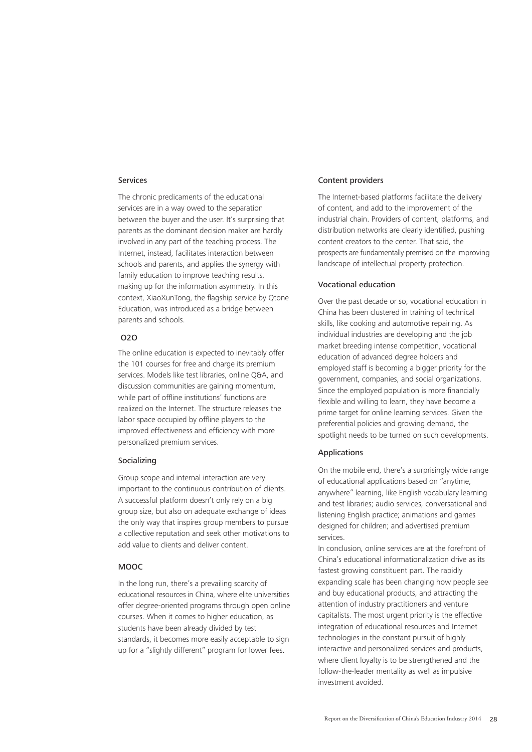### Services

The chronic predicaments of the educational services are in a way owed to the separation between the buyer and the user. It's surprising that parents as the dominant decision maker are hardly involved in any part of the teaching process. The Internet, instead, facilitates interaction between schools and parents, and applies the synergy with family education to improve teaching results, making up for the information asymmetry. In this context, XiaoXunTong, the flagship service by Qtone Education, was introduced as a bridge between parents and schools.

### O2O

The online education is expected to inevitably offer the 101 courses for free and charge its premium services. Models like test libraries, online Q&A, and discussion communities are gaining momentum, while part of offline institutions' functions are realized on the Internet. The structure releases the labor space occupied by offline players to the improved effectiveness and efficiency with more personalized premium services.

### Socializing

Group scope and internal interaction are very important to the continuous contribution of clients. A successful platform doesn't only rely on a big group size, but also on adequate exchange of ideas the only way that inspires group members to pursue a collective reputation and seek other motivations to add value to clients and deliver content.

### MOOC

In the long run, there's a prevailing scarcity of educational resources in China, where elite universities offer degree-oriented programs through open online courses. When it comes to higher education, as students have been already divided by test standards, it becomes more easily acceptable to sign up for a "slightly different" program for lower fees.

### Content providers

The Internet-based platforms facilitate the delivery of content, and add to the improvement of the industrial chain. Providers of content, platforms, and distribution networks are clearly identified, pushing content creators to the center. That said, the prospects are fundamentally premised on the improving landscape of intellectual property protection.

### Vocational education

Over the past decade or so, vocational education in China has been clustered in training of technical skills, like cooking and automotive repairing. As individual industries are developing and the job market breeding intense competition, vocational education of advanced degree holders and employed staff is becoming a bigger priority for the government, companies, and social organizations. Since the employed population is more financially flexible and willing to learn, they have become a prime target for online learning services. Given the preferential policies and growing demand, the spotlight needs to be turned on such developments.

### Applications

On the mobile end, there's a surprisingly wide range of educational applications based on "anytime, anywhere" learning, like English vocabulary learning and test libraries; audio services, conversational and listening English practice; animations and games designed for children; and advertised premium services.

In conclusion, online services are at the forefront of China's educational informationalization drive as its fastest growing constituent part. The rapidly expanding scale has been changing how people see and buy educational products, and attracting the attention of industry practitioners and venture capitalists. The most urgent priority is the effective integration of educational resources and Internet technologies in the constant pursuit of highly interactive and personalized services and products, where client loyalty is to be strengthened and the follow-the-leader mentality as well as impulsive investment avoided.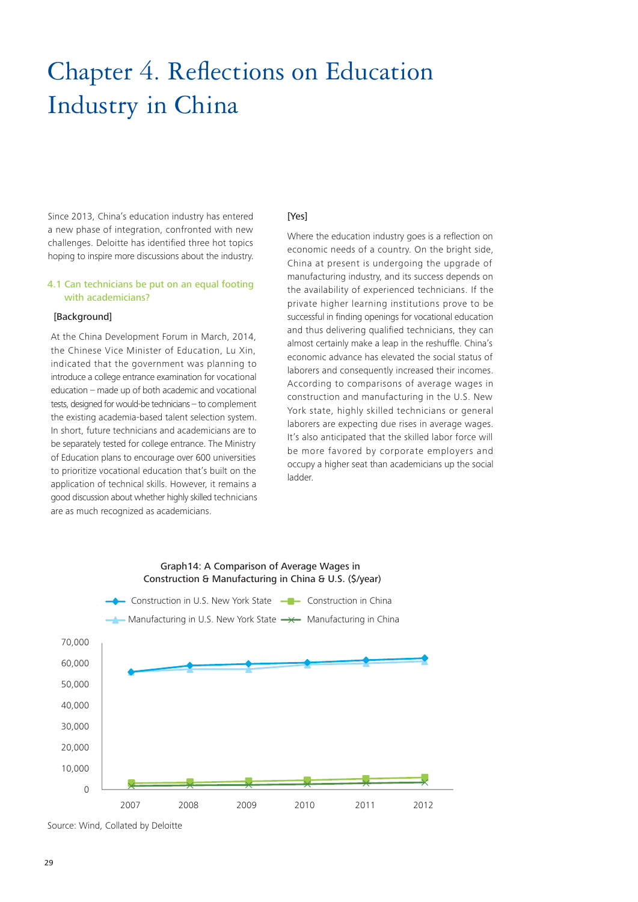# Chapter 4. Reflections on Education Industry in China

Since 2013, China's education industry has entered a new phase of integration, confronted with new challenges. Deloitte has identified three hot topics hoping to inspire more discussions about the industry.

## 4.1 Can technicians be put on an equal footing with academicians?

[Background]

At the China Development Forum in March, 2014, the Chinese Vice Minister of Education, Lu Xin, indicated that the government was planning to introduce a college entrance examination for vocational education – made up of both academic and vocational tests, designed for would-be technicians – to complement the existing academia-based talent selection system. In short, future technicians and academicians are to be separately tested for college entrance. The Ministry of Education plans to encourage over 600 universities to prioritize vocational education that's built on the application of technical skills. However, it remains a good discussion about whether highly skilled technicians are as much recognized as academicians.

[Yes]

Where the education industry goes is a reflection on economic needs of a country. On the bright side, China at present is undergoing the upgrade of manufacturing industry, and its success depends on the availability of experienced technicians. If the private higher learning institutions prove to be successful in finding openings for vocational education and thus delivering qualified technicians, they can almost certainly make a leap in the reshuffle. China's economic advance has elevated the social status of laborers and consequently increased their incomes. According to comparisons of average wages in construction and manufacturing in the U.S. New York state, highly skilled technicians or general laborers are expecting due rises in average wages. It's also anticipated that the skilled labor force will be more favored by corporate employers and occupy a higher seat than academicians up the social ladder.

Graph14: A Comparison of Average Wages in Construction & Manufacturing in China & U.S. ($/year)

Legend: Construction in U.S. New York State; Construction in China; Manufacturing in U.S. New York State; Manufacturing in China

Y-axis: 0 – 70,000; X-axis: 2007, 2008, 2009, 2010, 2011, 2012

Source: Wind, Collated by Deloitte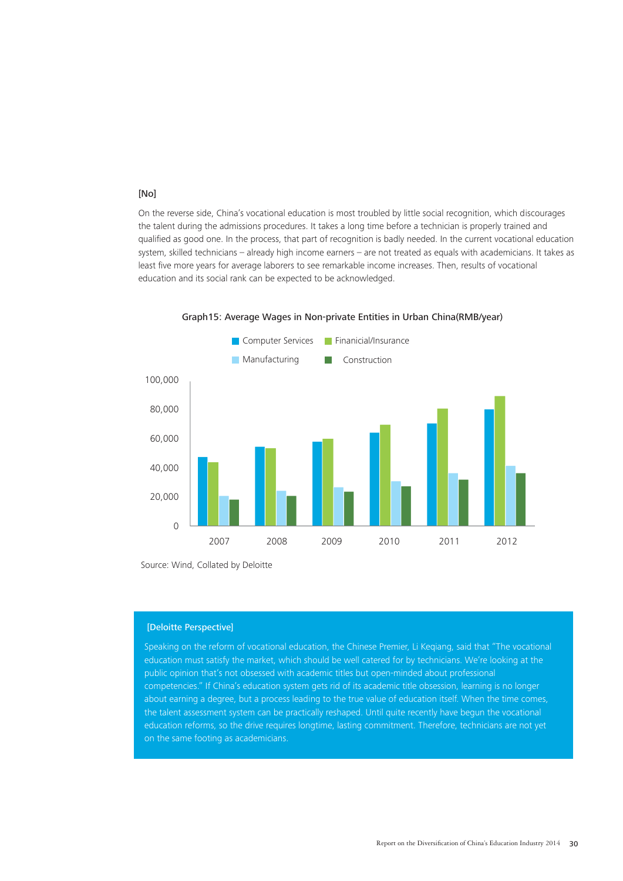[No]

On the reverse side, China's vocational education is most troubled by little social recognition, which discourages the talent during the admissions procedures. It takes a long time before a technician is properly trained and qualified as good one. In the process, that part of recognition is badly needed. In the current vocational education system, skilled technicians – already high income earners – are not treated as equals with academicians. It takes as least five more years for average laborers to see remarkable income increases. Then, results of vocational education and its social rank can be expected to be acknowledged.

Graph15: Average Wages in Non-private Entities in Urban China(RMB/year)

Computer Services | Finanicial/Insurance | Manufacturing | Construction

100,000
80,000
60,000
40,000
20,000
0

2007 2008 2009 2010 2011 2012

Source: Wind, Collated by Deloitte

[Deloitte Perspective]

Speaking on the reform of vocational education, the Chinese Premier, Li Keqiang, said that "The vocational education must satisfy the market, which should be well catered for by technicians. We're looking at the public opinion that's not obsessed with academic titles but open-minded about professional competencies." If China's education system gets rid of its academic title obsession, learning is no longer about earning a degree, but a process leading to the true value of education itself. When the time comes, the talent assessment system can be practically reshaped. Until quite recently have begun the vocational education reforms, so the drive requires longtime, lasting commitment. Therefore, technicians are not yet on the same footing as academicians.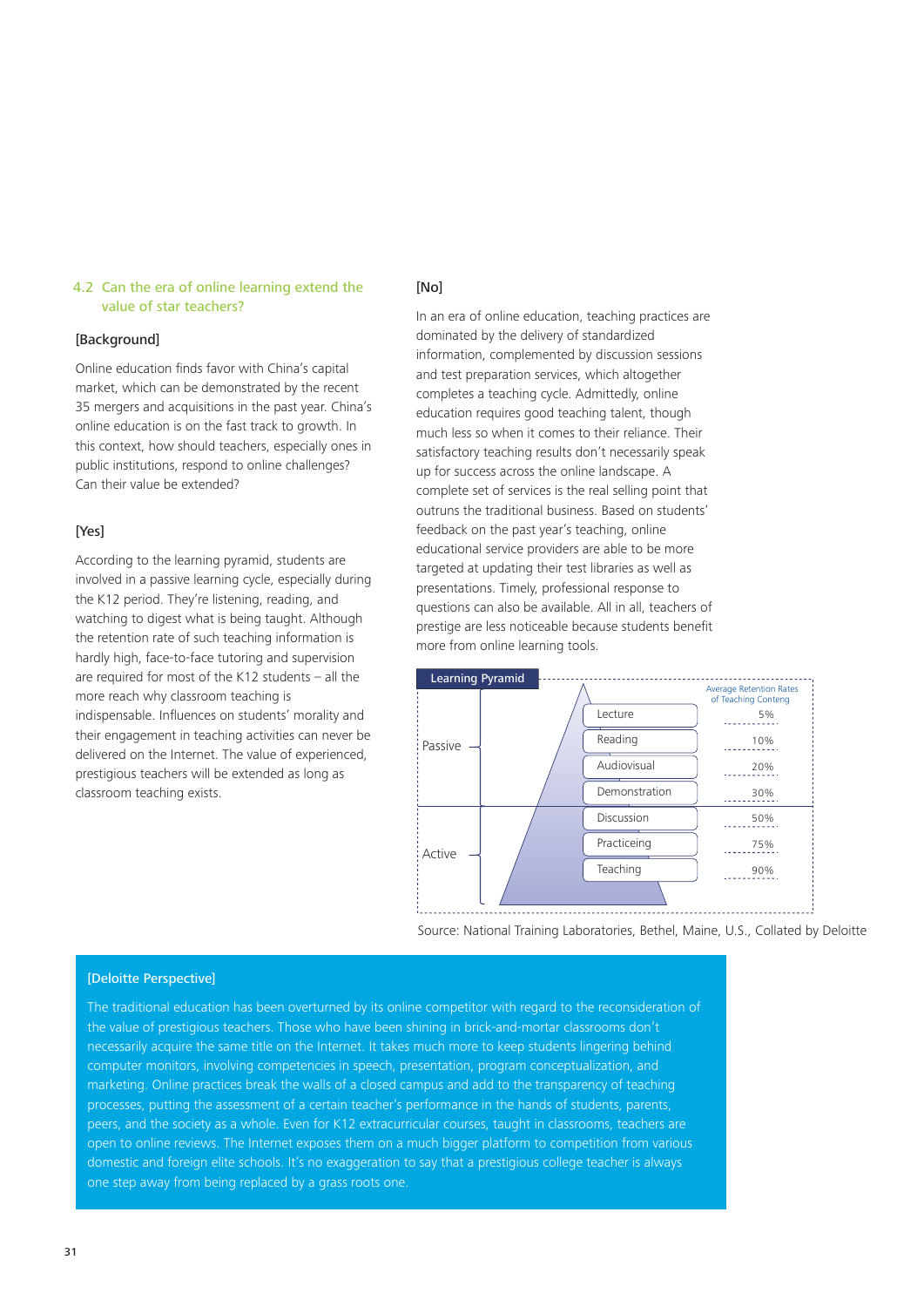## 4.2 Can the era of online learning extend the value of star teachers?

### [Background]

Online education finds favor with China's capital market, which can be demonstrated by the recent 35 mergers and acquisitions in the past year. China's online education is on the fast track to growth. In this context, how should teachers, especially ones in public institutions, respond to online challenges? Can their value be extended?

### [Yes]

According to the learning pyramid, students are involved in a passive learning cycle, especially during the K12 period. They're listening, reading, and watching to digest what is being taught. Although the retention rate of such teaching information is hardly high, face-to-face tutoring and supervision are required for most of the K12 students – all the more reach why classroom teaching is indispensable. Influences on students' morality and their engagement in teaching activities can never be delivered on the Internet. The value of experienced, prestigious teachers will be extended as long as classroom teaching exists.

### [No]

In an era of online education, teaching practices are dominated by the delivery of standardized information, complemented by discussion sessions and test preparation services, which altogether completes a teaching cycle. Admittedly, online education requires good teaching talent, though much less so when it comes to their reliance. Their satisfactory teaching results don't necessarily speak up for success across the online landscape. A complete set of services is the real selling point that outruns the traditional business. Based on students' feedback on the past year's teaching, online educational service providers are able to be more targeted at updating their test libraries as well as presentations. Timely, professional response to questions can also be available. All in all, teachers of prestige are less noticeable because students benefit more from online learning tools.

**Learning Pyramid**

| | | Average Retention Rates of Teaching Conteng |
|---|---|---|
| Passive | Lecture | 5% |
| | Reading | 10% |
| | Audiovisual | 20% |
| | Demonstration | 30% |
| Active | Discussion | 50% |
| | Practiceing | 75% |
| | Teaching | 90% |

Source: National Training Laboratories, Bethel, Maine, U.S., Collated by Deloitte

### [Deloitte Perspective]

The traditional education has been overturned by its online competitor with regard to the reconsideration of the value of prestigious teachers. Those who have been shining in brick-and-mortar classrooms don't necessarily acquire the same title on the Internet. It takes much more to keep students lingering behind computer monitors, involving competencies in speech, presentation, program conceptualization, and marketing. Online practices break the walls of a closed campus and add to the transparency of teaching processes, putting the assessment of a certain teacher's performance in the hands of students, parents, peers, and the society as a whole. Even for K12 extracurricular courses, taught in classrooms, teachers are open to online reviews. The Internet exposes them on a much bigger platform to competition from various domestic and foreign elite schools. It's no exaggeration to say that a prestigious college teacher is always one step away from being replaced by a grass roots one.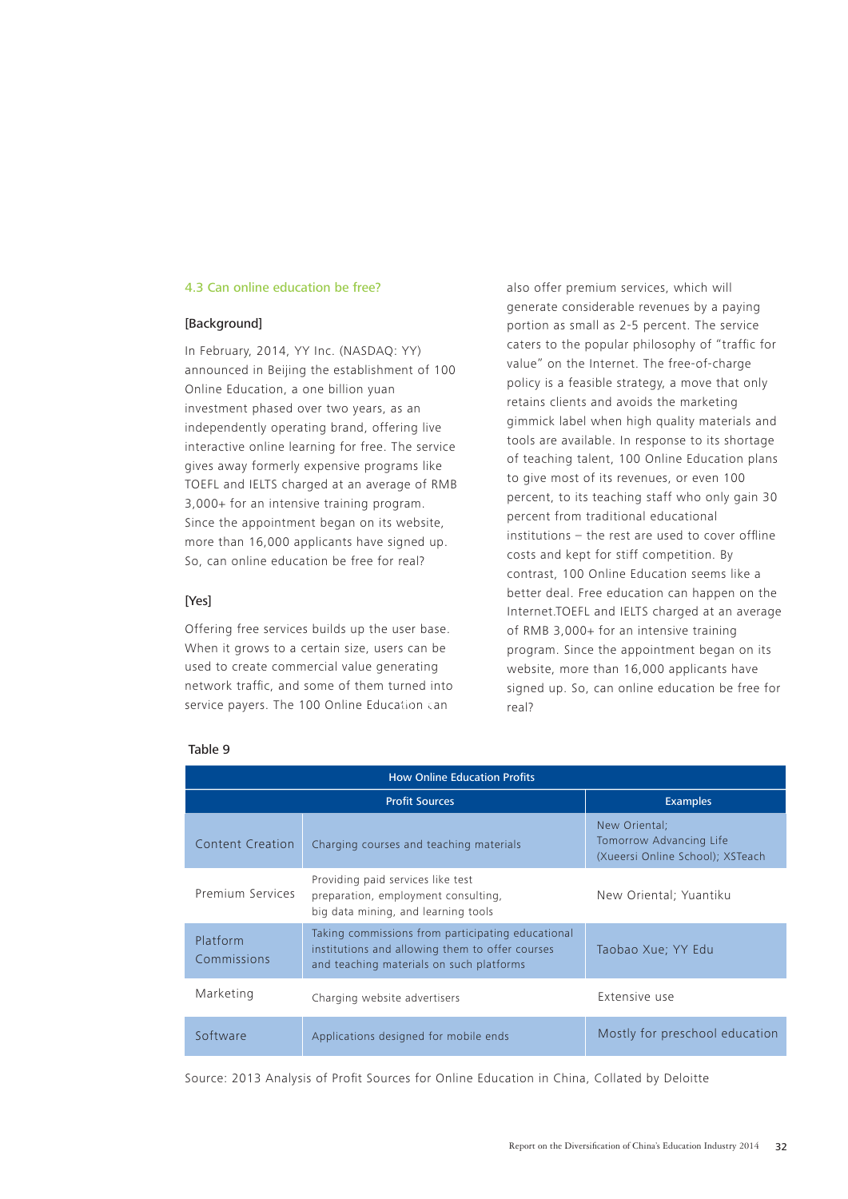### 4.3 Can online education be free?

**[Background]**

In February, 2014, YY Inc. (NASDAQ: YY) announced in Beijing the establishment of 100 Online Education, a one billion yuan investment phased over two years, as an independently operating brand, offering live interactive online learning for free. The service gives away formerly expensive programs like TOEFL and IELTS charged at an average of RMB 3,000+ for an intensive training program. Since the appointment began on its website, more than 16,000 applicants have signed up. So, can online education be free for real?

**[Yes]**

Offering free services builds up the user base. When it grows to a certain size, users can be used to create commercial value generating network traffic, and some of them turned into service payers. The 100 Online Education can also offer premium services, which will generate considerable revenues by a paying portion as small as 2-5 percent. The service caters to the popular philosophy of "traffic for value" on the Internet. The free-of-charge policy is a feasible strategy, a move that only retains clients and avoids the marketing gimmick label when high quality materials and tools are available. In response to its shortage of teaching talent, 100 Online Education plans to give most of its revenues, or even 100 percent, to its teaching staff who only gain 30 percent from traditional educational institutions – the rest are used to cover offline costs and kept for stiff competition. By contrast, 100 Online Education seems like a better deal. Free education can happen on the Internet.TOEFL and IELTS charged at an average of RMB 3,000+ for an intensive training program. Since the appointment began on its website, more than 16,000 applicants have signed up. So, can online education be free for real?

Table 9

| How Online Education Profits | | |
|---|---|---|
| Profit Sources | | Examples |
| Content Creation | Charging courses and teaching materials | New Oriental; Tomorrow Advancing Life (Xueersi Online School); XSTeach |
| Premium Services | Providing paid services like test preparation, employment consulting, big data mining, and learning tools | New Oriental; Yuantiku |
| Platform Commissions | Taking commissions from participating educational institutions and allowing them to offer courses and teaching materials on such platforms | Taobao Xue; YY Edu |
| Marketing | Charging website advertisers | Extensive use |
| Software | Applications designed for mobile ends | Mostly for preschool education |

Source: 2013 Analysis of Profit Sources for Online Education in China, Collated by Deloitte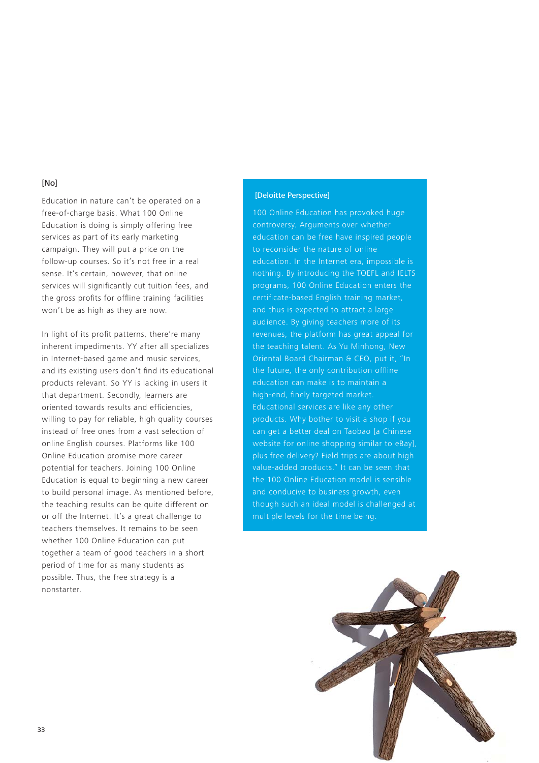[No]

Education in nature can't be operated on a free-of-charge basis. What 100 Online Education is doing is simply offering free services as part of its early marketing campaign. They will put a price on the follow-up courses. So it's not free in a real sense. It's certain, however, that online services will significantly cut tuition fees, and the gross profits for offline training facilities won't be as high as they are now.

In light of its profit patterns, there're many inherent impediments. YY after all specializes in Internet-based game and music services, and its existing users don't find its educational products relevant. So YY is lacking in users it that department. Secondly, learners are oriented towards results and efficiencies, willing to pay for reliable, high quality courses instead of free ones from a vast selection of online English courses. Platforms like 100 Online Education promise more career potential for teachers. Joining 100 Online Education is equal to beginning a new career to build personal image. As mentioned before, the teaching results can be quite different on or off the Internet. It's a great challenge to teachers themselves. It remains to be seen whether 100 Online Education can put together a team of good teachers in a short period of time for as many students as possible. Thus, the free strategy is a nonstarter.

[Deloitte Perspective]

100 Online Education has provoked huge controversy. Arguments over whether education can be free have inspired people to reconsider the nature of online education. In the Internet era, impossible is nothing. By introducing the TOEFL and IELTS programs, 100 Online Education enters the certificate-based English training market, and thus is expected to attract a large audience. By giving teachers more of its revenues, the platform has great appeal for the teaching talent. As Yu Minhong, New Oriental Board Chairman & CEO, put it, "In the future, the only contribution offline education can make is to maintain a high-end, finely targeted market. Educational services are like any other products. Why bother to visit a shop if you can get a better deal on Taobao [a Chinese website for online shopping similar to eBay], plus free delivery? Field trips are about high value-added products." It can be seen that the 100 Online Education model is sensible and conducive to business growth, even though such an ideal model is challenged at multiple levels for the time being.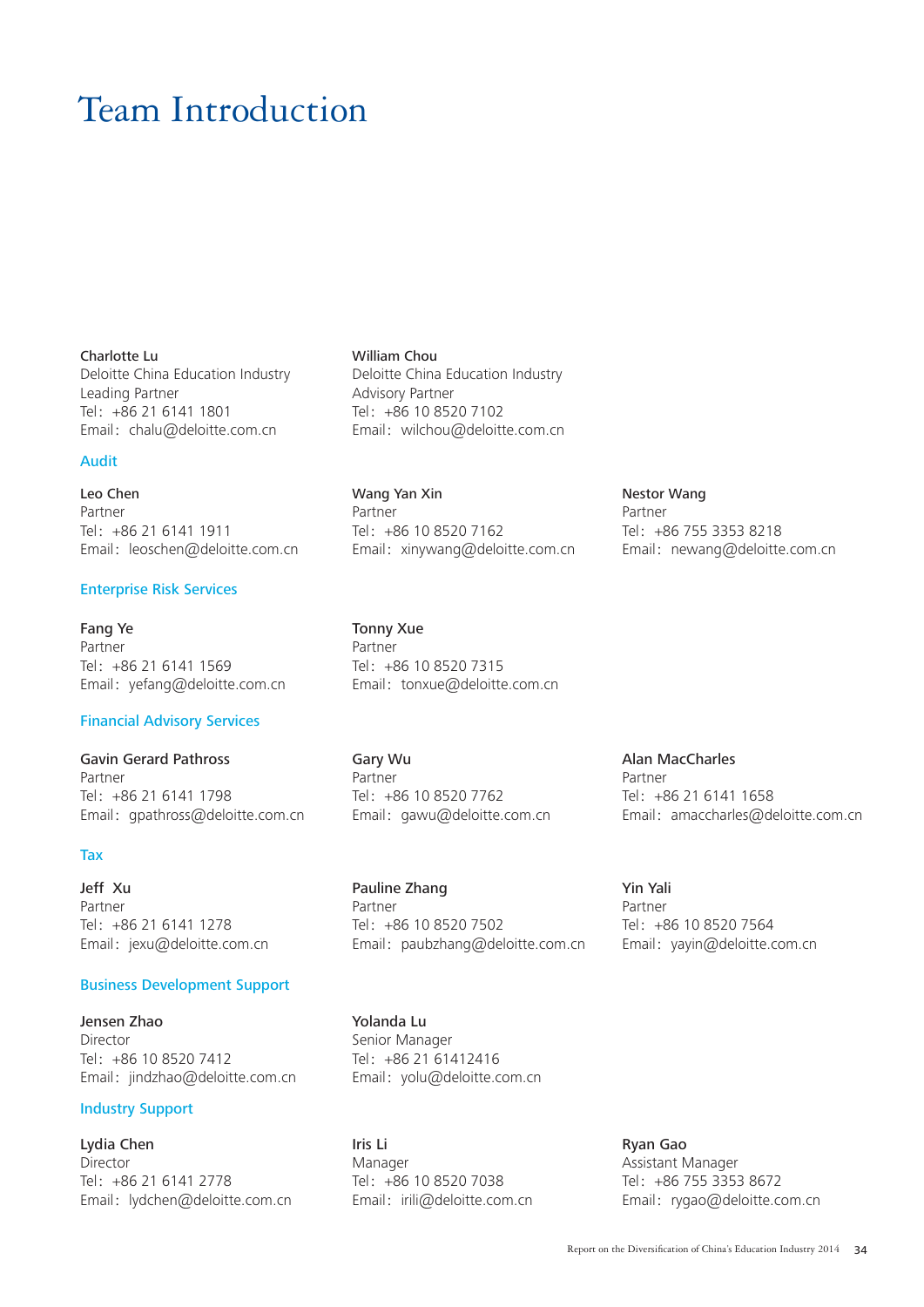# Team Introduction

Charlotte Lu
Deloitte China Education Industry Leading Partner
Tel：+86 21 6141 1801
Email：chalu@deloitte.com.cn

William Chou
Deloitte China Education Industry Advisory Partner
Tel：+86 10 8520 7102
Email：wilchou@deloitte.com.cn

## Audit

Leo Chen
Partner
Tel：+86 21 6141 1911
Email：leoschen@deloitte.com.cn

Wang Yan Xin
Partner
Tel：+86 10 8520 7162
Email：xinywang@deloitte.com.cn

Nestor Wang
Partner
Tel：+86 755 3353 8218
Email：newang@deloitte.com.cn

## Enterprise Risk Services

Fang Ye
Partner
Tel：+86 21 6141 1569
Email：yefang@deloitte.com.cn

Tonny Xue
Partner
Tel：+86 10 8520 7315
Email：tonxue@deloitte.com.cn

## Financial Advisory Services

Gavin Gerard Pathross
Partner
Tel：+86 21 6141 1798
Email：gpathross@deloitte.com.cn

Gary Wu
Partner
Tel：+86 10 8520 7762
Email：gawu@deloitte.com.cn

Alan MacCharles
Partner
Tel：+86 21 6141 1658
Email：amaccharles@deloitte.com.cn

## Tax

Jeff Xu
Partner
Tel：+86 21 6141 1278
Email：jexu@deloitte.com.cn

Pauline Zhang
Partner
Tel：+86 10 8520 7502
Email：paubzhang@deloitte.com.cn

Yin Yali
Partner
Tel：+86 10 8520 7564
Email：yayin@deloitte.com.cn

## Business Development Support

Jensen Zhao
Director
Tel：+86 10 8520 7412
Email：jindzhao@deloitte.com.cn

Yolanda Lu
Senior Manager
Tel：+86 21 61412416
Email：yolu@deloitte.com.cn

## Industry Support

Lydia Chen
Director
Tel：+86 21 6141 2778
Email：lydchen@deloitte.com.cn

Iris Li
Manager
Tel：+86 10 8520 7038
Email：irili@deloitte.com.cn

Ryan Gao
Assistant Manager
Tel：+86 755 3353 8672
Email：rygao@deloitte.com.cn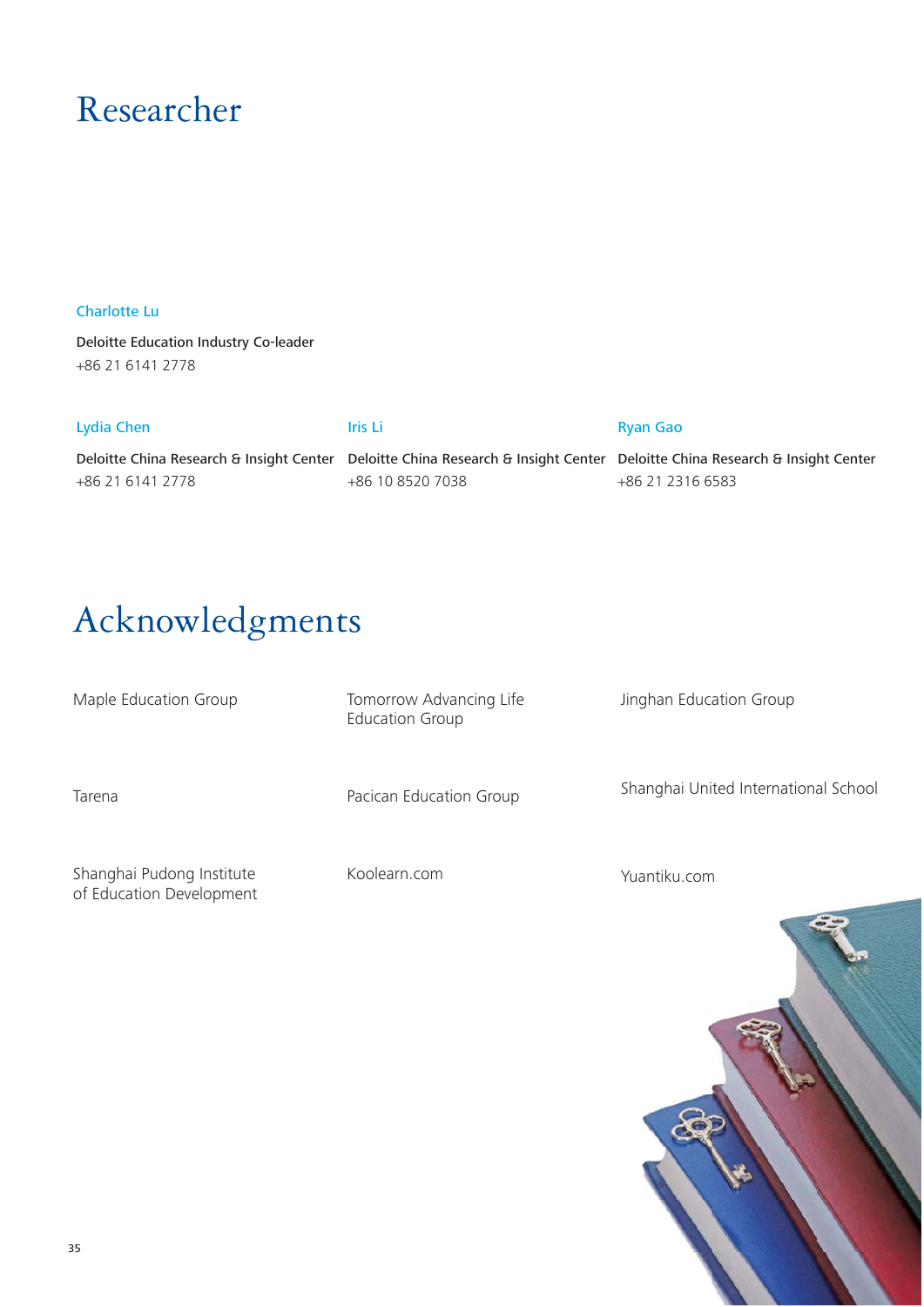# Researcher

**Charlotte Lu**

Deloitte Education Industry Co-leader
+86 21 6141 2778

**Lydia Chen**

Deloitte China Research & Insight Center
+86 21 6141 2778

**Iris Li**

Deloitte China Research & Insight Center
+86 10 8520 7038

**Ryan Gao**

Deloitte China Research & Insight Center
+86 21 2316 6583

# Acknowledgments

Maple Education Group

Tomorrow Advancing Life Education Group

Jinghan Education Group

Tarena

Pacican Education Group

Shanghai United International School

Shanghai Pudong Institute of Education Development

Koolearn.com

Yuantiku.com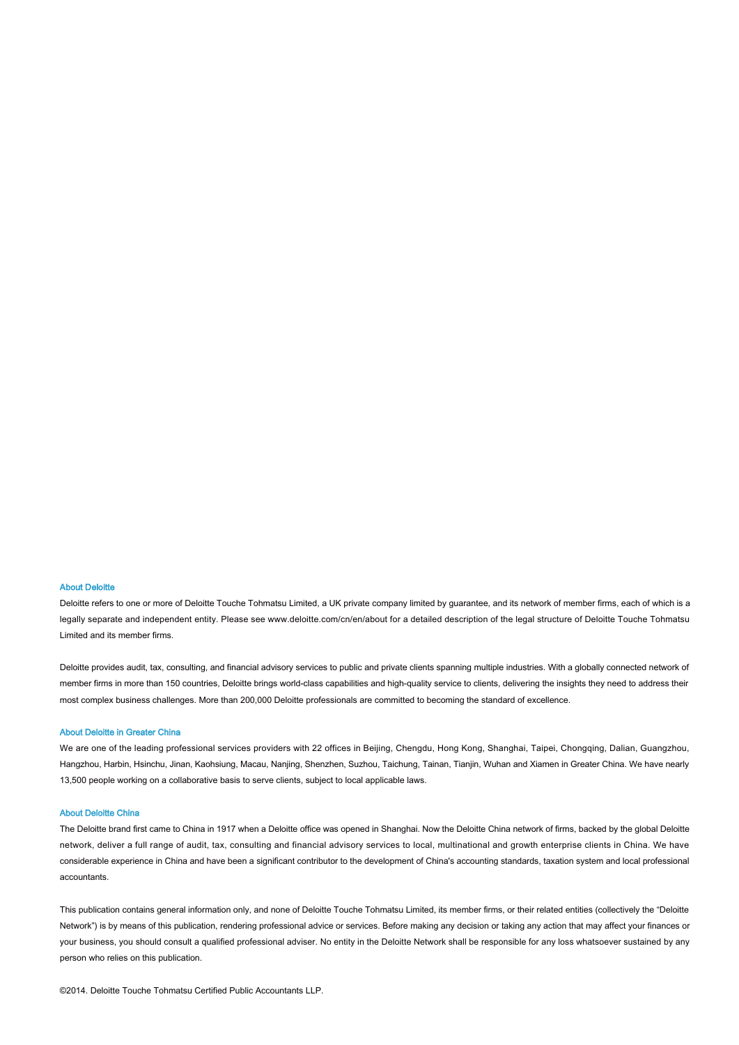### About Deloitte

Deloitte refers to one or more of Deloitte Touche Tohmatsu Limited, a UK private company limited by guarantee, and its network of member firms, each of which is a legally separate and independent entity. Please see www.deloitte.com/cn/en/about for a detailed description of the legal structure of Deloitte Touche Tohmatsu Limited and its member firms.

Deloitte provides audit, tax, consulting, and financial advisory services to public and private clients spanning multiple industries. With a globally connected network of member firms in more than 150 countries, Deloitte brings world-class capabilities and high-quality service to clients, delivering the insights they need to address their most complex business challenges. More than 200,000 Deloitte professionals are committed to becoming the standard of excellence.

### About Deloitte in Greater China

We are one of the leading professional services providers with 22 offices in Beijing, Chengdu, Hong Kong, Shanghai, Taipei, Chongqing, Dalian, Guangzhou, Hangzhou, Harbin, Hsinchu, Jinan, Kaohsiung, Macau, Nanjing, Shenzhen, Suzhou, Taichung, Tainan, Tianjin, Wuhan and Xiamen in Greater China. We have nearly 13,500 people working on a collaborative basis to serve clients, subject to local applicable laws.

### About Deloitte China

The Deloitte brand first came to China in 1917 when a Deloitte office was opened in Shanghai. Now the Deloitte China network of firms, backed by the global Deloitte network, deliver a full range of audit, tax, consulting and financial advisory services to local, multinational and growth enterprise clients in China. We have considerable experience in China and have been a significant contributor to the development of China's accounting standards, taxation system and local professional accountants.

This publication contains general information only, and none of Deloitte Touche Tohmatsu Limited, its member firms, or their related entities (collectively the "Deloitte Network") is by means of this publication, rendering professional advice or services. Before making any decision or taking any action that may affect your finances or your business, you should consult a qualified professional adviser. No entity in the Deloitte Network shall be responsible for any loss whatsoever sustained by any person who relies on this publication.

©2014. Deloitte Touche Tohmatsu Certified Public Accountants LLP.